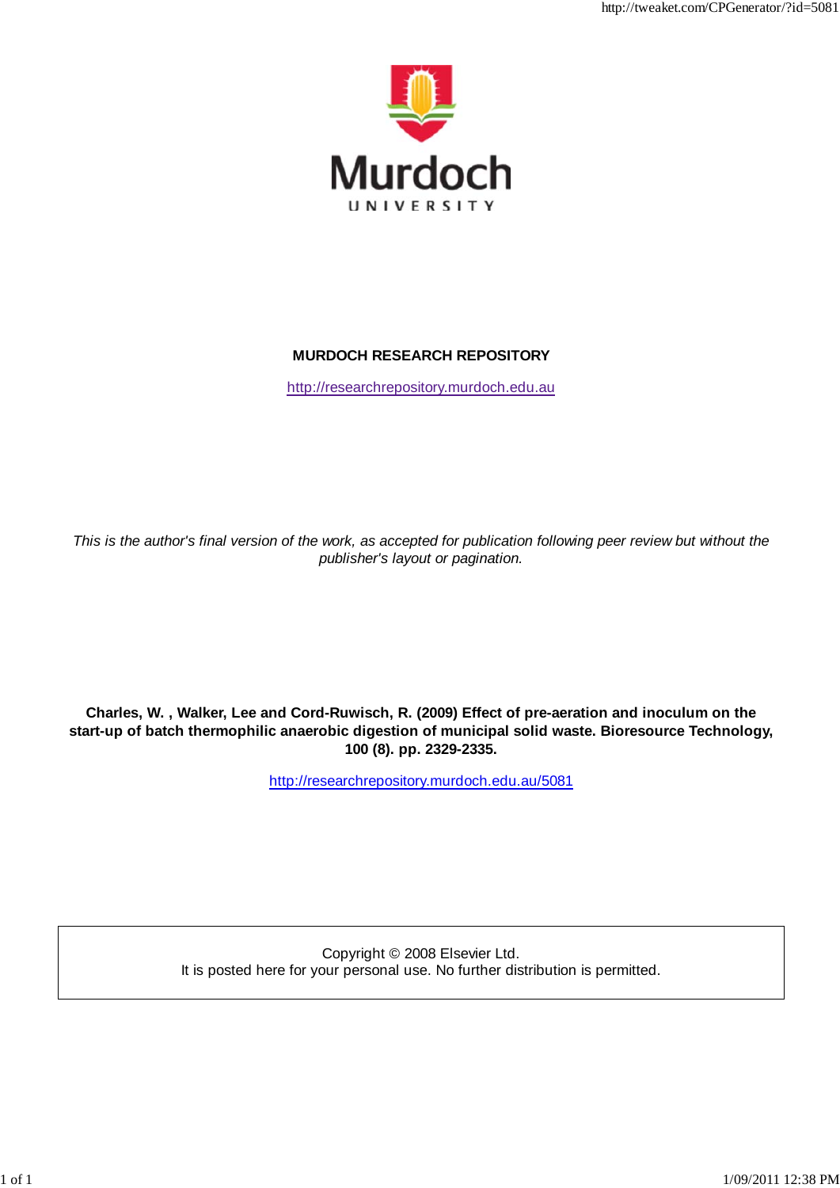Murdoch UNIVERSITY

**MURDOCH RESEARCH REPOSITORY**

http://researchrepository.murdoch.edu.au

*This is the author's final version of the work, as accepted for publication following peer review but without the publisher's layout or pagination.*

**Charles, W. , Walker, Lee and Cord-Ruwisch, R. (2009) Effect of pre-aeration and inoculum on the start-up of batch thermophilic anaerobic digestion of municipal solid waste. Bioresource Technology, 100 (8). pp. 2329-2335.**

http://researchrepository.murdoch.edu.au/5081

Copyright © 2008 Elsevier Ltd.
It is posted here for your personal use. No further distribution is permitted.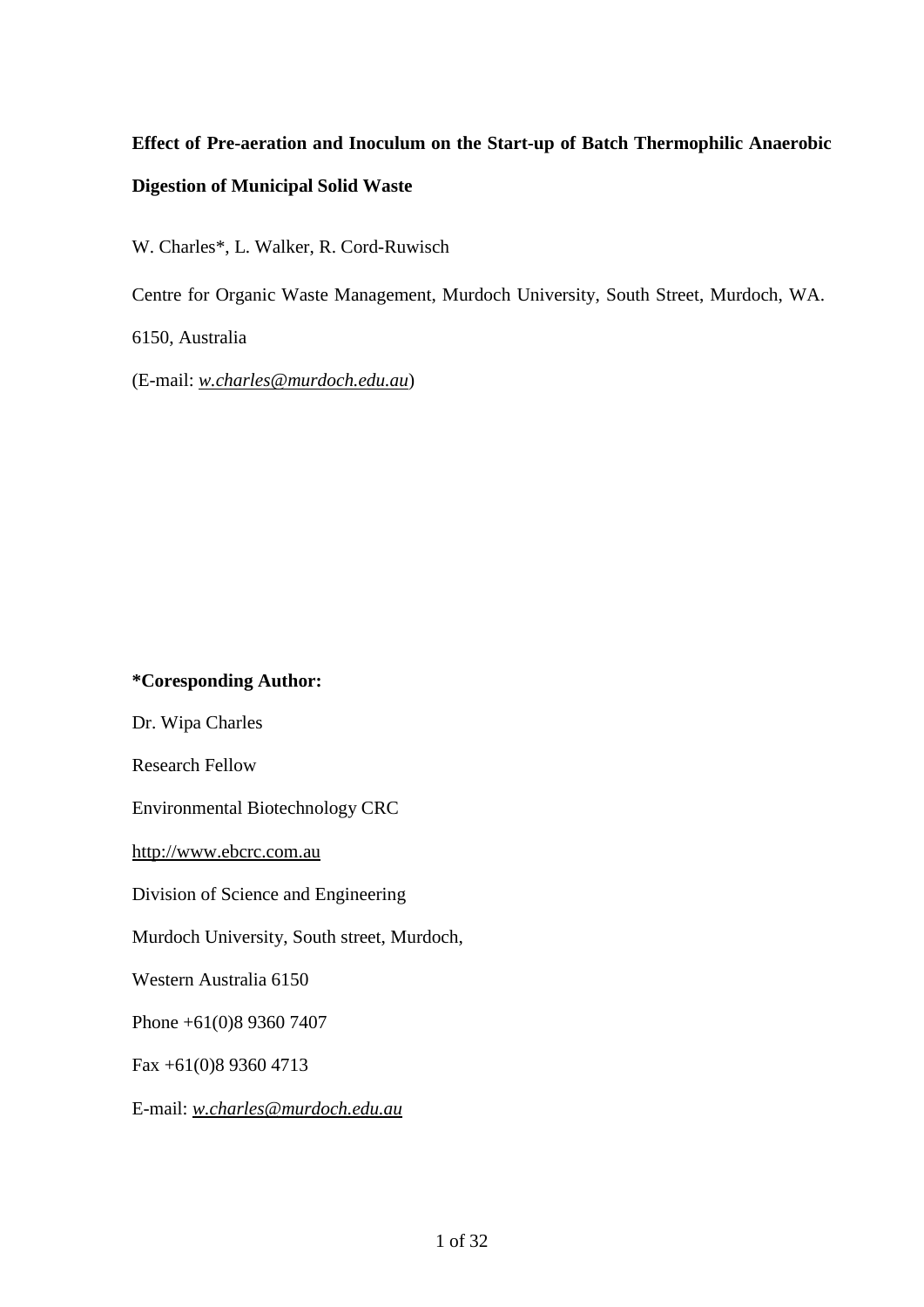**Effect of Pre-aeration and Inoculum on the Start-up of Batch Thermophilic Anaerobic Digestion of Municipal Solid Waste**

W. Charles*, L. Walker, R. Cord-Ruwisch

Centre for Organic Waste Management, Murdoch University, South Street, Murdoch, WA. 6150, Australia

(E-mail: *w.charles@murdoch.edu.au*)

**\*Coresponding Author:**

Dr. Wipa Charles

Research Fellow

Environmental Biotechnology CRC

http://www.ebcrc.com.au

Division of Science and Engineering

Murdoch University, South street, Murdoch,

Western Australia 6150

Phone +61(0)8 9360 7407

Fax +61(0)8 9360 4713

E-mail: *w.charles@murdoch.edu.au*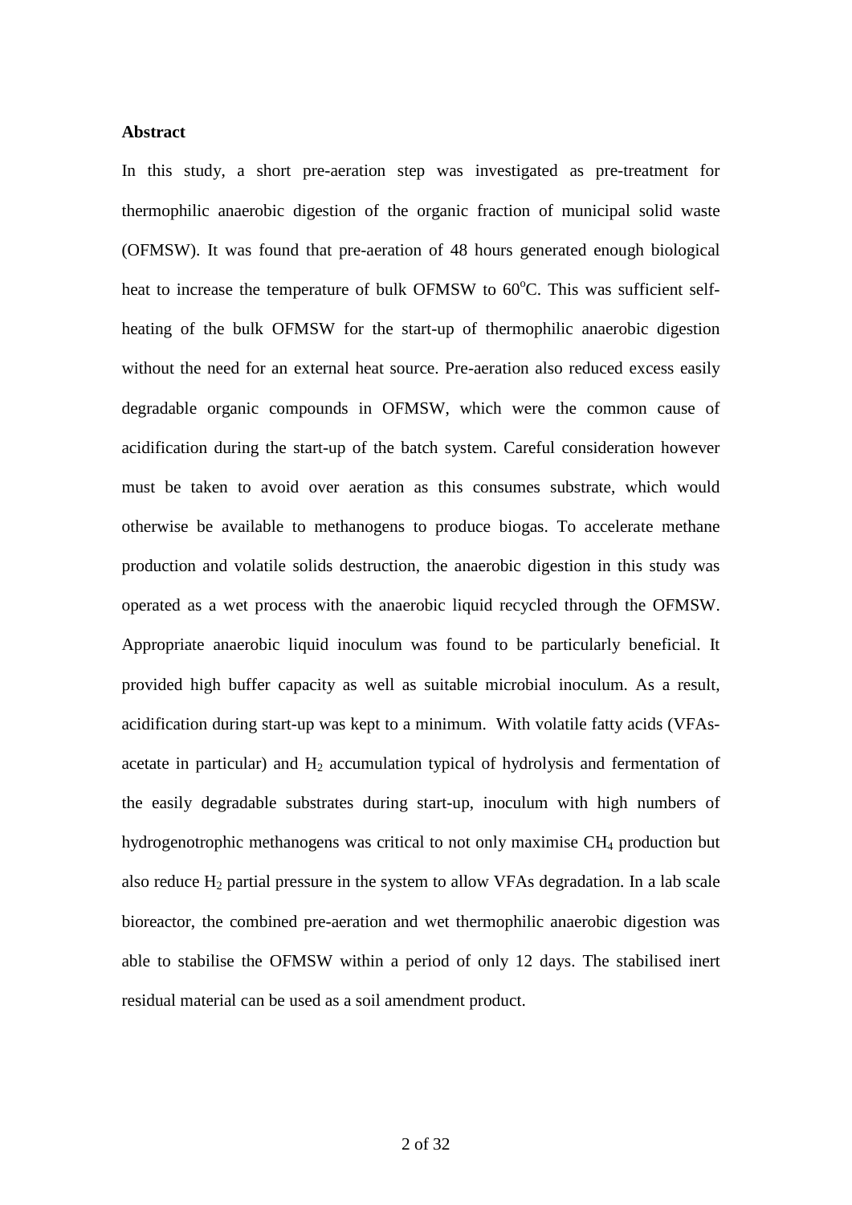## Abstract

In this study, a short pre-aeration step was investigated as pre-treatment for thermophilic anaerobic digestion of the organic fraction of municipal solid waste (OFMSW). It was found that pre-aeration of 48 hours generated enough biological heat to increase the temperature of bulk OFMSW to 60$^{o}$C. This was sufficient self-heating of the bulk OFMSW for the start-up of thermophilic anaerobic digestion without the need for an external heat source. Pre-aeration also reduced excess easily degradable organic compounds in OFMSW, which were the common cause of acidification during the start-up of the batch system. Careful consideration however must be taken to avoid over aeration as this consumes substrate, which would otherwise be available to methanogens to produce biogas. To accelerate methane production and volatile solids destruction, the anaerobic digestion in this study was operated as a wet process with the anaerobic liquid recycled through the OFMSW. Appropriate anaerobic liquid inoculum was found to be particularly beneficial. It provided high buffer capacity as well as suitable microbial inoculum. As a result, acidification during start-up was kept to a minimum. With volatile fatty acids (VFAs-acetate in particular) and $H_2$ accumulation typical of hydrolysis and fermentation of the easily degradable substrates during start-up, inoculum with high numbers of hydrogenotrophic methanogens was critical to not only maximise $CH_4$ production but also reduce $H_2$ partial pressure in the system to allow VFAs degradation. In a lab scale bioreactor, the combined pre-aeration and wet thermophilic anaerobic digestion was able to stabilise the OFMSW within a period of only 12 days. The stabilised inert residual material can be used as a soil amendment product.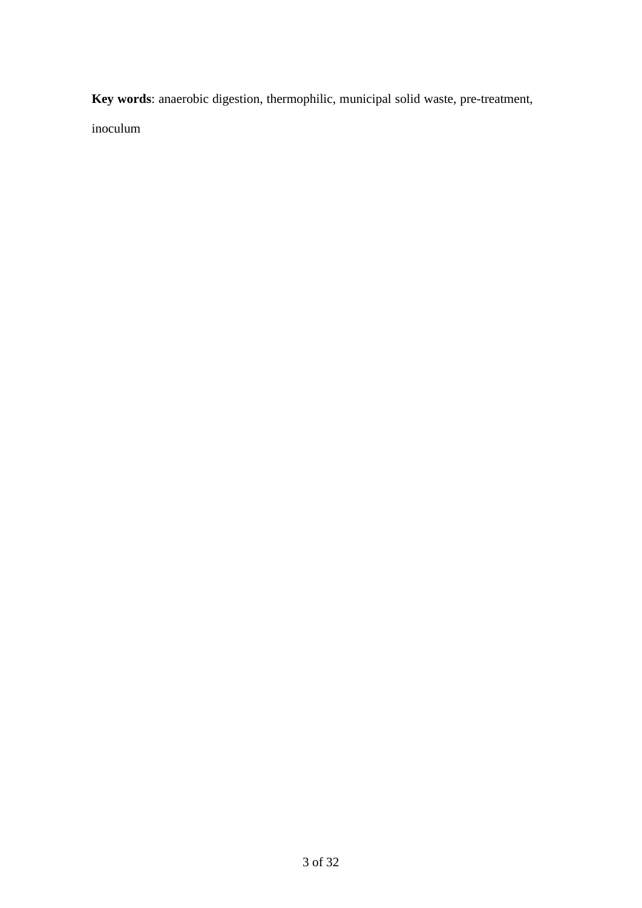**Key words**: anaerobic digestion, thermophilic, municipal solid waste, pre-treatment, inoculum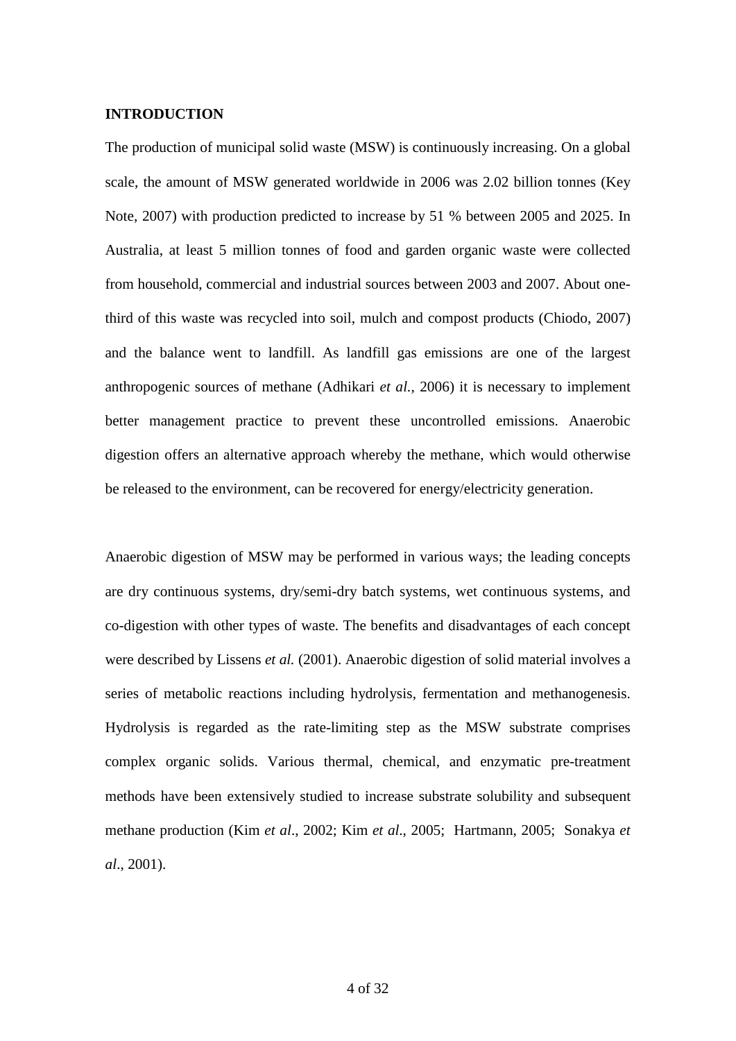## INTRODUCTION

The production of municipal solid waste (MSW) is continuously increasing. On a global scale, the amount of MSW generated worldwide in 2006 was 2.02 billion tonnes (Key Note, 2007) with production predicted to increase by 51 % between 2005 and 2025. In Australia, at least 5 million tonnes of food and garden organic waste were collected from household, commercial and industrial sources between 2003 and 2007. About one-third of this waste was recycled into soil, mulch and compost products (Chiodo, 2007) and the balance went to landfill. As landfill gas emissions are one of the largest anthropogenic sources of methane (Adhikari *et al.*, 2006) it is necessary to implement better management practice to prevent these uncontrolled emissions. Anaerobic digestion offers an alternative approach whereby the methane, which would otherwise be released to the environment, can be recovered for energy/electricity generation.

Anaerobic digestion of MSW may be performed in various ways; the leading concepts are dry continuous systems, dry/semi-dry batch systems, wet continuous systems, and co-digestion with other types of waste. The benefits and disadvantages of each concept were described by Lissens *et al.* (2001). Anaerobic digestion of solid material involves a series of metabolic reactions including hydrolysis, fermentation and methanogenesis. Hydrolysis is regarded as the rate-limiting step as the MSW substrate comprises complex organic solids. Various thermal, chemical, and enzymatic pre-treatment methods have been extensively studied to increase substrate solubility and subsequent methane production (Kim *et al*., 2002; Kim *et al*., 2005; Hartmann, 2005; Sonakya *et al*., 2001).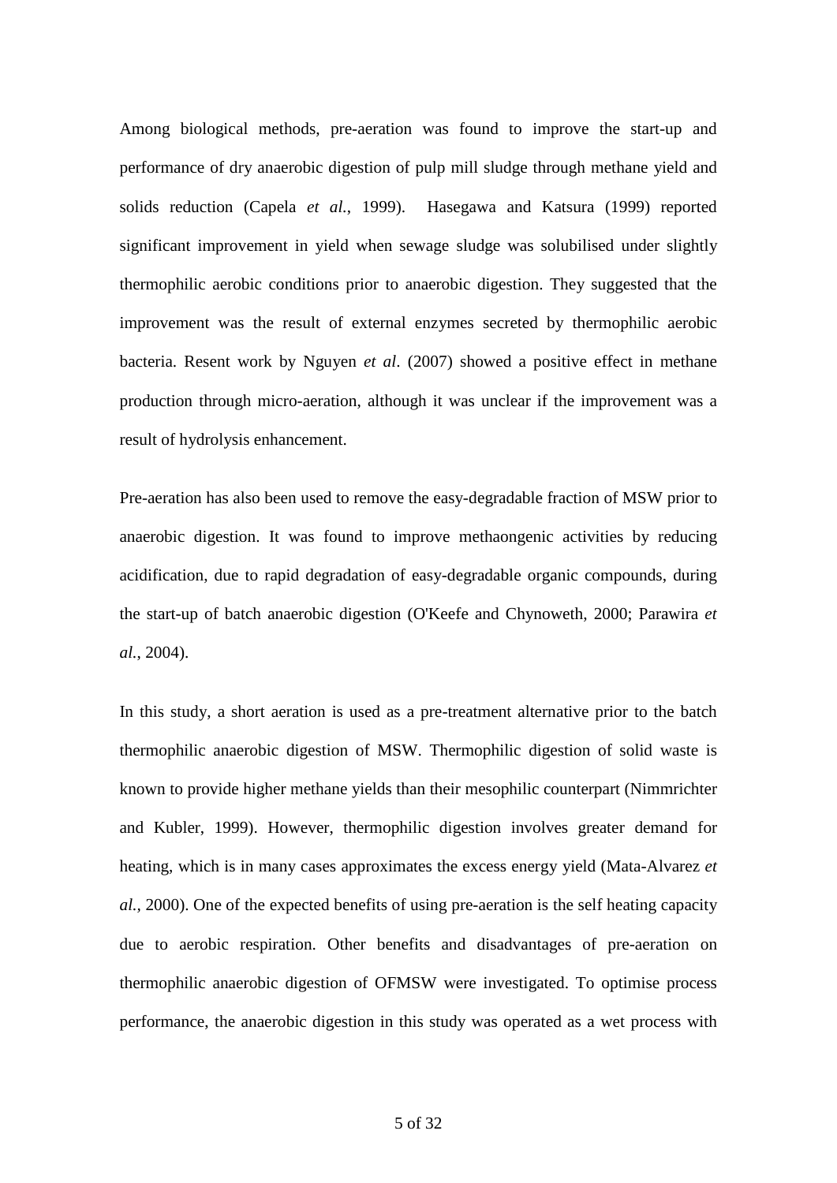Among biological methods, pre-aeration was found to improve the start-up and performance of dry anaerobic digestion of pulp mill sludge through methane yield and solids reduction (Capela *et al.*, 1999). Hasegawa and Katsura (1999) reported significant improvement in yield when sewage sludge was solubilised under slightly thermophilic aerobic conditions prior to anaerobic digestion. They suggested that the improvement was the result of external enzymes secreted by thermophilic aerobic bacteria. Resent work by Nguyen *et al*. (2007) showed a positive effect in methane production through micro-aeration, although it was unclear if the improvement was a result of hydrolysis enhancement.

Pre-aeration has also been used to remove the easy-degradable fraction of MSW prior to anaerobic digestion. It was found to improve methaongenic activities by reducing acidification, due to rapid degradation of easy-degradable organic compounds, during the start-up of batch anaerobic digestion (O'Keefe and Chynoweth, 2000; Parawira *et al.*, 2004).

In this study, a short aeration is used as a pre-treatment alternative prior to the batch thermophilic anaerobic digestion of MSW. Thermophilic digestion of solid waste is known to provide higher methane yields than their mesophilic counterpart (Nimmrichter and Kubler, 1999). However, thermophilic digestion involves greater demand for heating, which is in many cases approximates the excess energy yield (Mata-Alvarez *et al.,* 2000). One of the expected benefits of using pre-aeration is the self heating capacity due to aerobic respiration. Other benefits and disadvantages of pre-aeration on thermophilic anaerobic digestion of OFMSW were investigated. To optimise process performance, the anaerobic digestion in this study was operated as a wet process with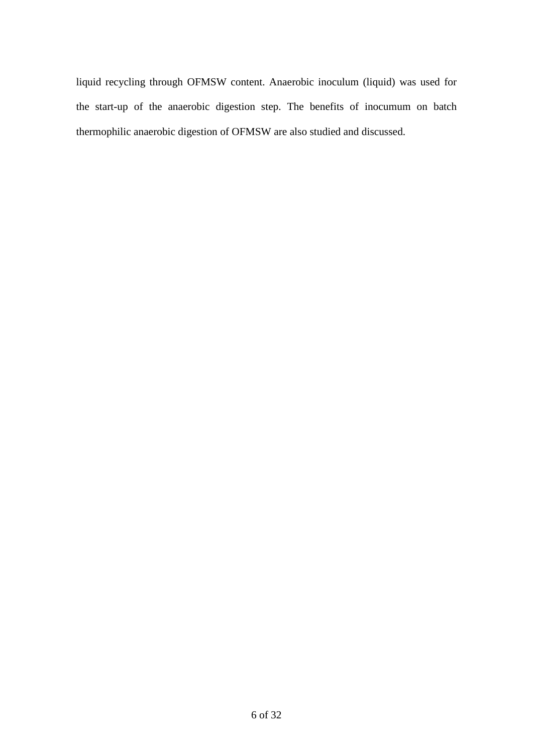liquid recycling through OFMSW content. Anaerobic inoculum (liquid) was used for the start-up of the anaerobic digestion step. The benefits of inocumum on batch thermophilic anaerobic digestion of OFMSW are also studied and discussed.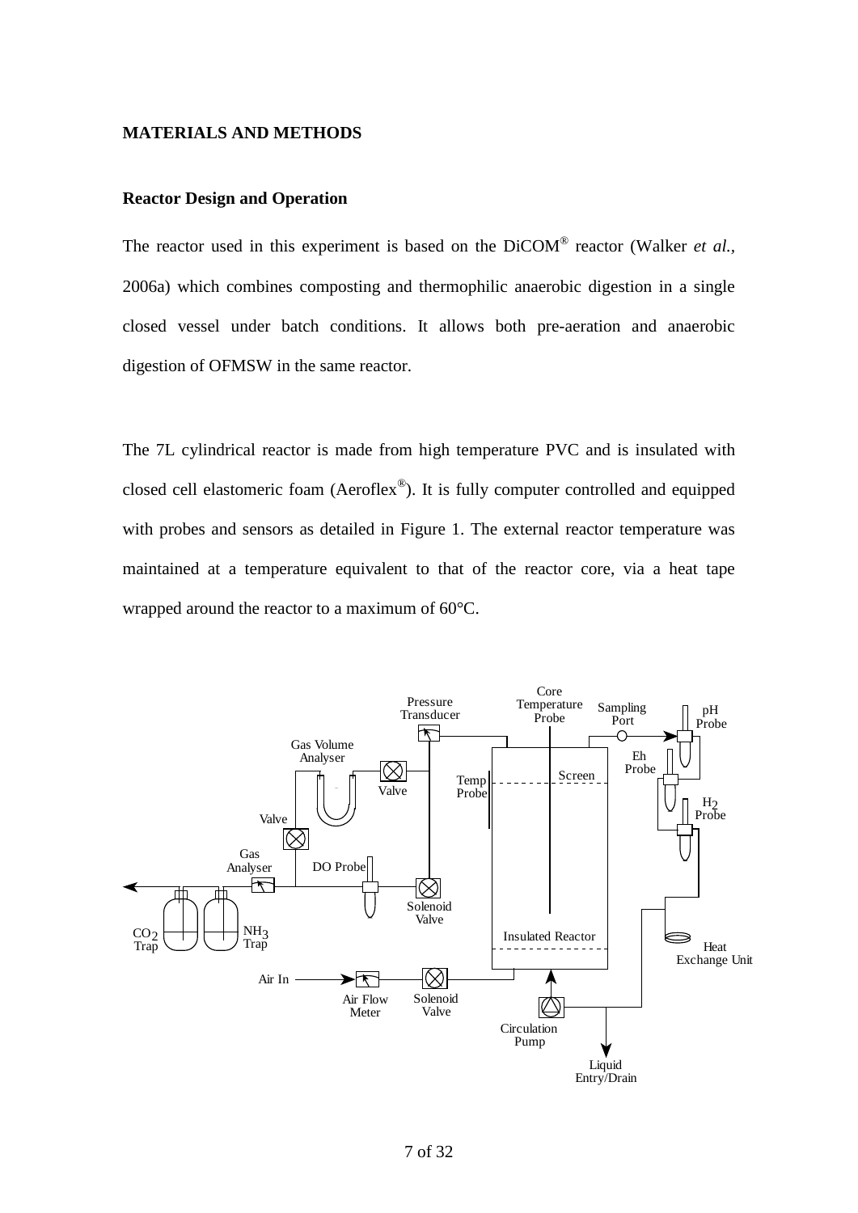## MATERIALS AND METHODS

### Reactor Design and Operation

The reactor used in this experiment is based on the DiCOM® reactor (Walker *et al.*, 2006a) which combines composting and thermophilic anaerobic digestion in a single closed vessel under batch conditions. It allows both pre-aeration and anaerobic digestion of OFMSW in the same reactor.

The 7L cylindrical reactor is made from high temperature PVC and is insulated with closed cell elastomeric foam (Aeroflex®). It is fully computer controlled and equipped with probes and sensors as detailed in Figure 1. The external reactor temperature was maintained at a temperature equivalent to that of the reactor core, via a heat tape wrapped around the reactor to a maximum of 60°C.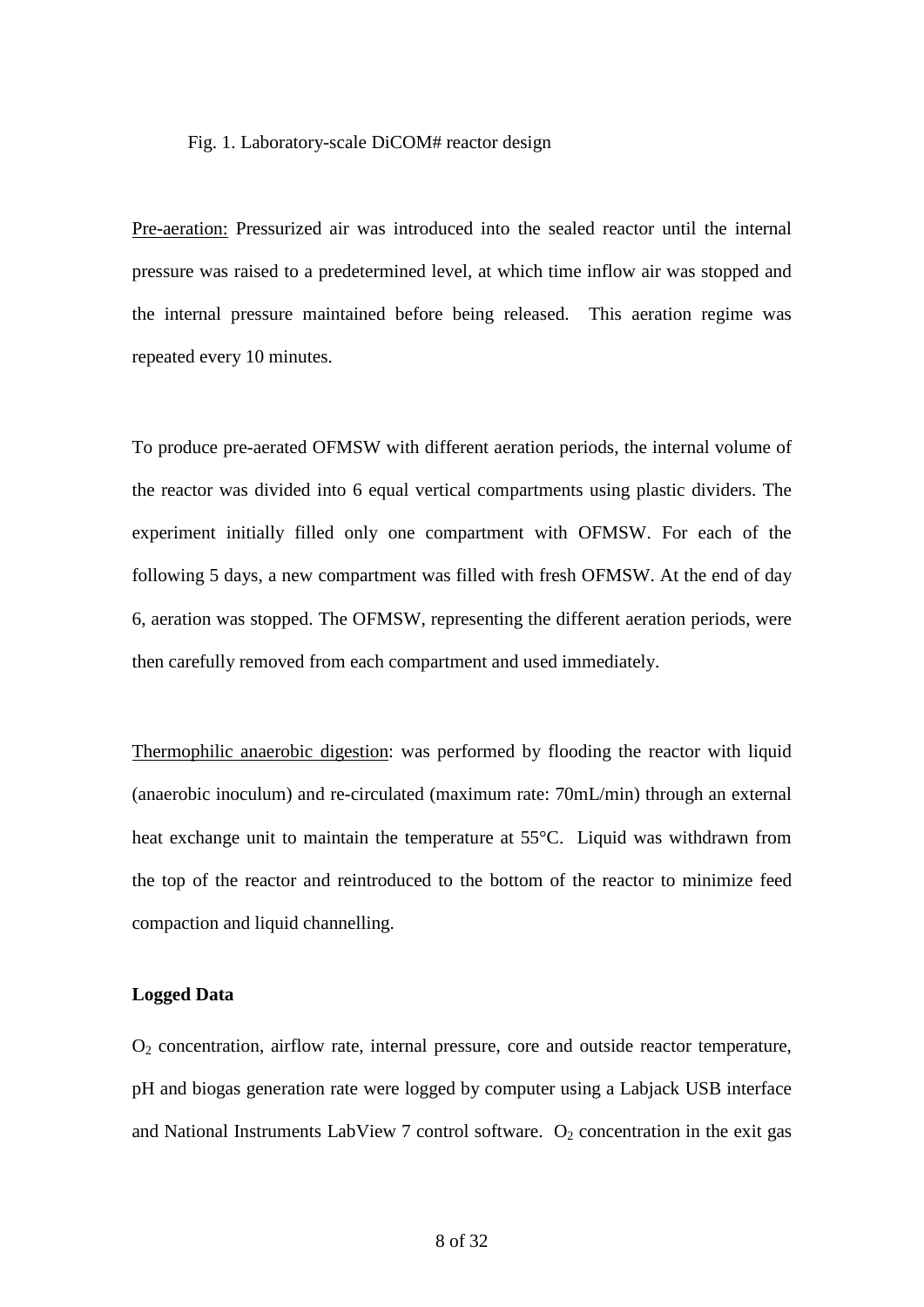Fig. 1. Laboratory-scale DiCOM# reactor design

Pre-aeration: Pressurized air was introduced into the sealed reactor until the internal pressure was raised to a predetermined level, at which time inflow air was stopped and the internal pressure maintained before being released. This aeration regime was repeated every 10 minutes.

To produce pre-aerated OFMSW with different aeration periods, the internal volume of the reactor was divided into 6 equal vertical compartments using plastic dividers. The experiment initially filled only one compartment with OFMSW. For each of the following 5 days, a new compartment was filled with fresh OFMSW. At the end of day 6, aeration was stopped. The OFMSW, representing the different aeration periods, were then carefully removed from each compartment and used immediately.

Thermophilic anaerobic digestion: was performed by flooding the reactor with liquid (anaerobic inoculum) and re-circulated (maximum rate: 70mL/min) through an external heat exchange unit to maintain the temperature at 55°C. Liquid was withdrawn from the top of the reactor and reintroduced to the bottom of the reactor to minimize feed compaction and liquid channelling.

**Logged Data**

$O_2$ concentration, airflow rate, internal pressure, core and outside reactor temperature, pH and biogas generation rate were logged by computer using a Labjack USB interface and National Instruments LabView 7 control software. $O_2$ concentration in the exit gas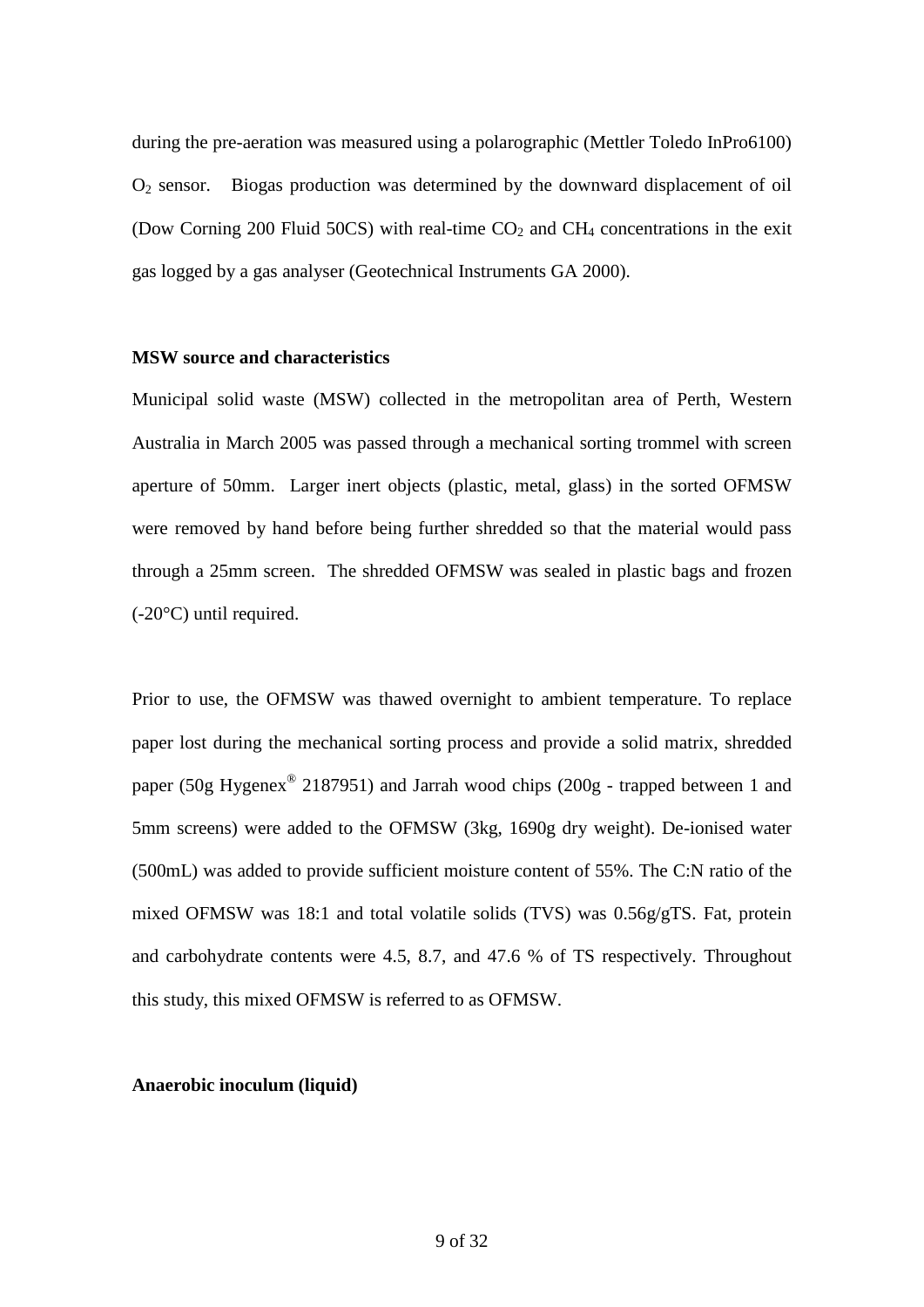during the pre-aeration was measured using a polarographic (Mettler Toledo InPro6100) $O_2$ sensor. Biogas production was determined by the downward displacement of oil (Dow Corning 200 Fluid 50CS) with real-time $CO_2$ and $CH_4$ concentrations in the exit gas logged by a gas analyser (Geotechnical Instruments GA 2000).

**MSW source and characteristics**

Municipal solid waste (MSW) collected in the metropolitan area of Perth, Western Australia in March 2005 was passed through a mechanical sorting trommel with screen aperture of 50mm. Larger inert objects (plastic, metal, glass) in the sorted OFMSW were removed by hand before being further shredded so that the material would pass through a 25mm screen. The shredded OFMSW was sealed in plastic bags and frozen (-20°C) until required.

Prior to use, the OFMSW was thawed overnight to ambient temperature. To replace paper lost during the mechanical sorting process and provide a solid matrix, shredded paper (50g Hygenex® 2187951) and Jarrah wood chips (200g - trapped between 1 and 5mm screens) were added to the OFMSW (3kg, 1690g dry weight). De-ionised water (500mL) was added to provide sufficient moisture content of 55%. The C:N ratio of the mixed OFMSW was 18:1 and total volatile solids (TVS) was 0.56g/gTS. Fat, protein and carbohydrate contents were 4.5, 8.7, and 47.6 % of TS respectively. Throughout this study, this mixed OFMSW is referred to as OFMSW.

**Anaerobic inoculum (liquid)**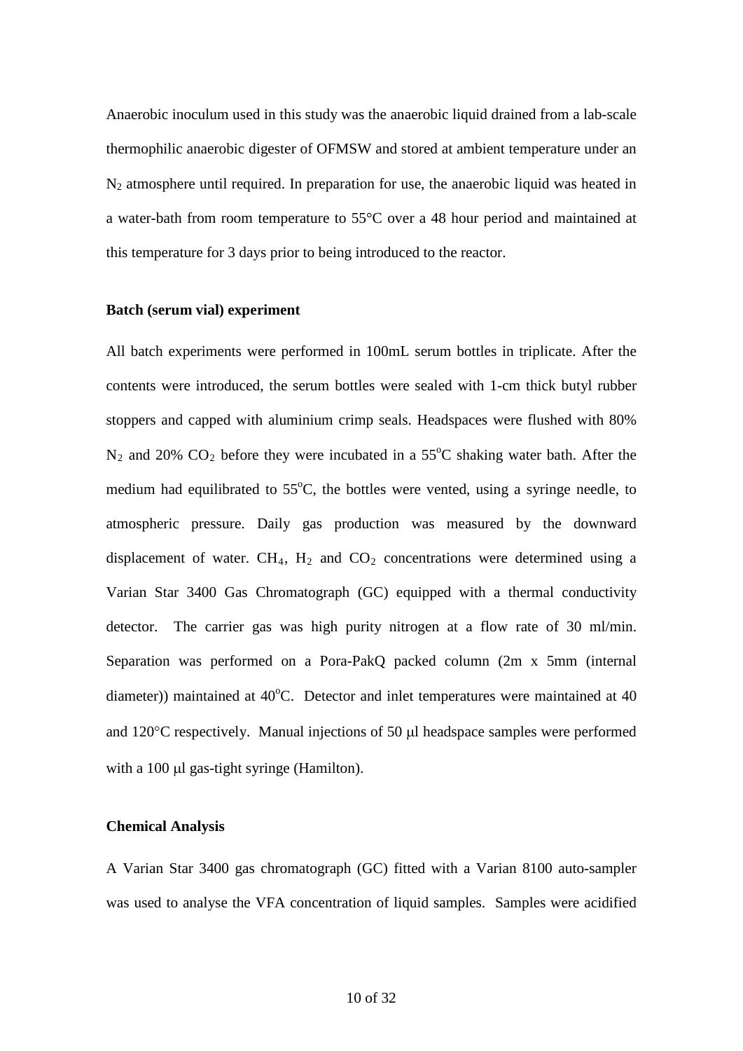Anaerobic inoculum used in this study was the anaerobic liquid drained from a lab-scale thermophilic anaerobic digester of OFMSW and stored at ambient temperature under an $N_2$ atmosphere until required. In preparation for use, the anaerobic liquid was heated in a water-bath from room temperature to 55°C over a 48 hour period and maintained at this temperature for 3 days prior to being introduced to the reactor.

**Batch (serum vial) experiment**

All batch experiments were performed in 100mL serum bottles in triplicate. After the contents were introduced, the serum bottles were sealed with 1-cm thick butyl rubber stoppers and capped with aluminium crimp seals. Headspaces were flushed with 80% $N_2$ and 20% $CO_2$ before they were incubated in a 55$^o$C shaking water bath. After the medium had equilibrated to 55$^o$C, the bottles were vented, using a syringe needle, to atmospheric pressure. Daily gas production was measured by the downward displacement of water. $CH_4$, $H_2$ and $CO_2$ concentrations were determined using a Varian Star 3400 Gas Chromatograph (GC) equipped with a thermal conductivity detector. The carrier gas was high purity nitrogen at a flow rate of 30 ml/min. Separation was performed on a Pora-PakQ packed column (2m x 5mm (internal diameter)) maintained at 40$^o$C. Detector and inlet temperatures were maintained at 40 and 120°C respectively. Manual injections of 50 μl headspace samples were performed with a 100 μl gas-tight syringe (Hamilton).

**Chemical Analysis**

A Varian Star 3400 gas chromatograph (GC) fitted with a Varian 8100 auto-sampler was used to analyse the VFA concentration of liquid samples. Samples were acidified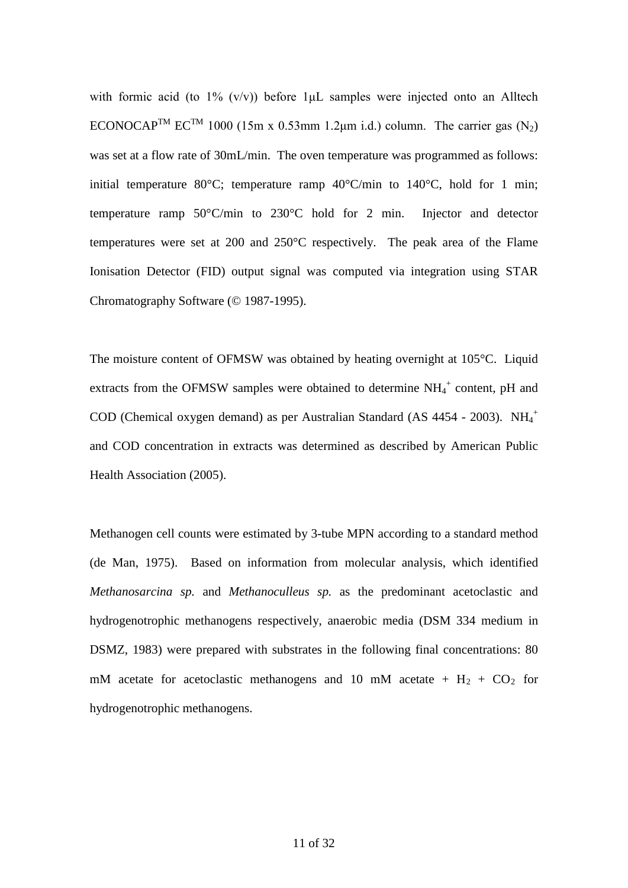with formic acid (to 1% (v/v)) before 1μL samples were injected onto an Alltech ECONOCAP™ EC™ 1000 (15m x 0.53mm 1.2μm i.d.) column. The carrier gas ($N_2$) was set at a flow rate of 30mL/min. The oven temperature was programmed as follows: initial temperature 80°C; temperature ramp 40°C/min to 140°C, hold for 1 min; temperature ramp 50°C/min to 230°C hold for 2 min. Injector and detector temperatures were set at 200 and 250°C respectively. The peak area of the Flame Ionisation Detector (FID) output signal was computed via integration using STAR Chromatography Software (© 1987-1995).

The moisture content of OFMSW was obtained by heating overnight at 105°C. Liquid extracts from the OFMSW samples were obtained to determine $NH_4^+$ content, pH and COD (Chemical oxygen demand) as per Australian Standard (AS 4454 - 2003). $NH_4^+$ and COD concentration in extracts was determined as described by American Public Health Association (2005).

Methanogen cell counts were estimated by 3-tube MPN according to a standard method (de Man, 1975). Based on information from molecular analysis, which identified *Methanosarcina sp.* and *Methanoculleus sp.* as the predominant acetoclastic and hydrogenotrophic methanogens respectively, anaerobic media (DSM 334 medium in DSMZ, 1983) were prepared with substrates in the following final concentrations: 80 mM acetate for acetoclastic methanogens and 10 mM acetate + $H_2$ + $CO_2$ for hydrogenotrophic methanogens.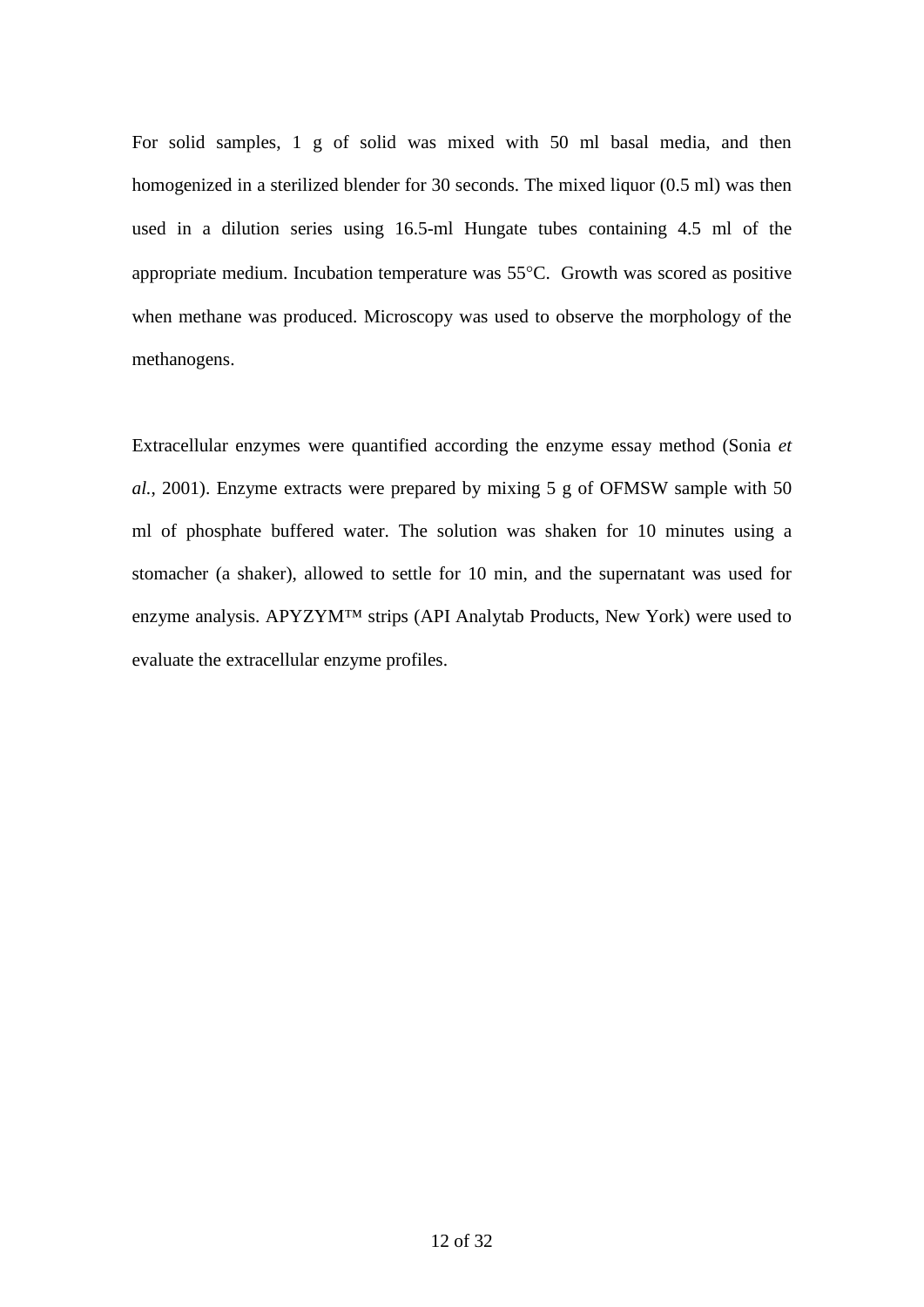For solid samples, 1 g of solid was mixed with 50 ml basal media, and then homogenized in a sterilized blender for 30 seconds. The mixed liquor (0.5 ml) was then used in a dilution series using 16.5-ml Hungate tubes containing 4.5 ml of the appropriate medium. Incubation temperature was 55°C. Growth was scored as positive when methane was produced. Microscopy was used to observe the morphology of the methanogens.

Extracellular enzymes were quantified according the enzyme essay method (Sonia *et al.*, 2001). Enzyme extracts were prepared by mixing 5 g of OFMSW sample with 50 ml of phosphate buffered water. The solution was shaken for 10 minutes using a stomacher (a shaker), allowed to settle for 10 min, and the supernatant was used for enzyme analysis. APYZYM™ strips (API Analytab Products, New York) were used to evaluate the extracellular enzyme profiles.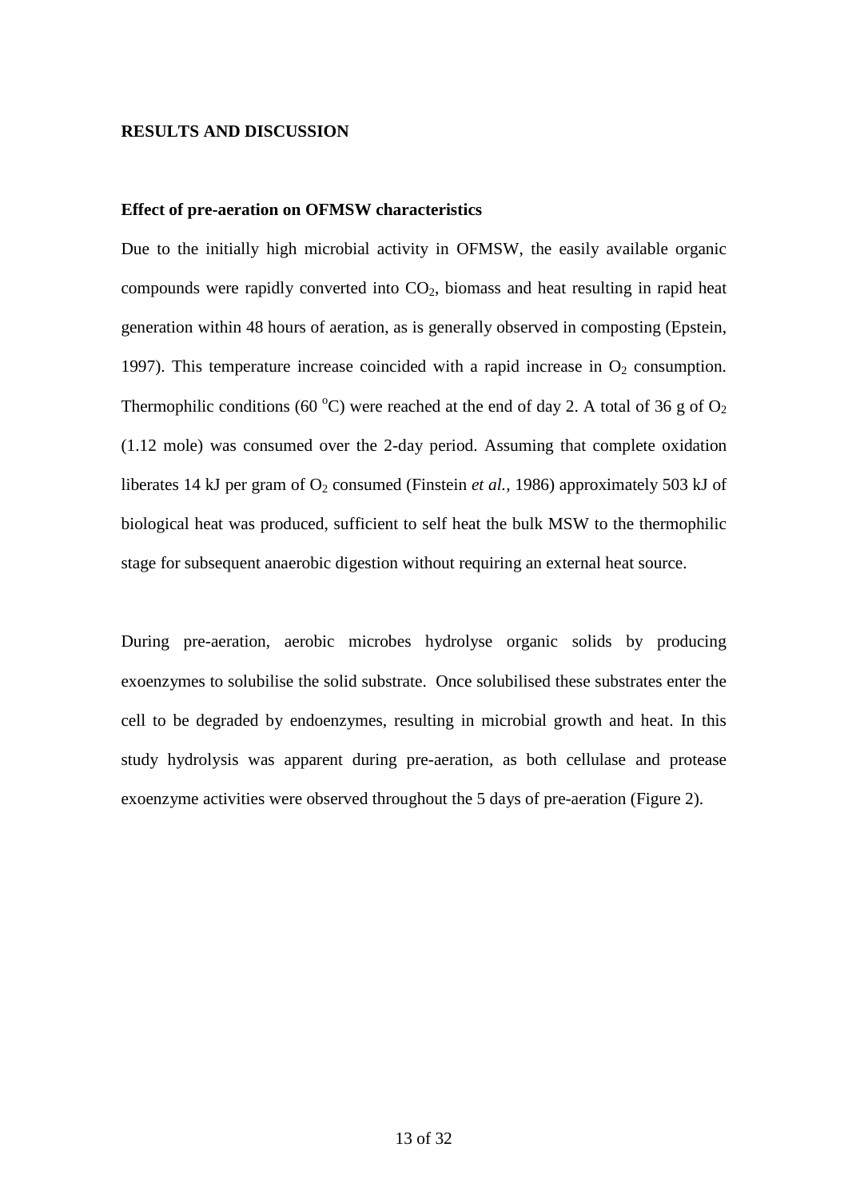## RESULTS AND DISCUSSION

### Effect of pre-aeration on OFMSW characteristics

Due to the initially high microbial activity in OFMSW, the easily available organic compounds were rapidly converted into $CO_2$, biomass and heat resulting in rapid heat generation within 48 hours of aeration, as is generally observed in composting (Epstein, 1997). This temperature increase coincided with a rapid increase in $O_2$ consumption. Thermophilic conditions (60 $^oC$) were reached at the end of day 2. A total of 36 g of $O_2$ (1.12 mole) was consumed over the 2-day period. Assuming that complete oxidation liberates 14 kJ per gram of $O_2$ consumed (Finstein *et al.*, 1986) approximately 503 kJ of biological heat was produced, sufficient to self heat the bulk MSW to the thermophilic stage for subsequent anaerobic digestion without requiring an external heat source.

During pre-aeration, aerobic microbes hydrolyse organic solids by producing exoenzymes to solubilise the solid substrate. Once solubilised these substrates enter the cell to be degraded by endoenzymes, resulting in microbial growth and heat. In this study hydrolysis was apparent during pre-aeration, as both cellulase and protease exoenzyme activities were observed throughout the 5 days of pre-aeration (Figure 2).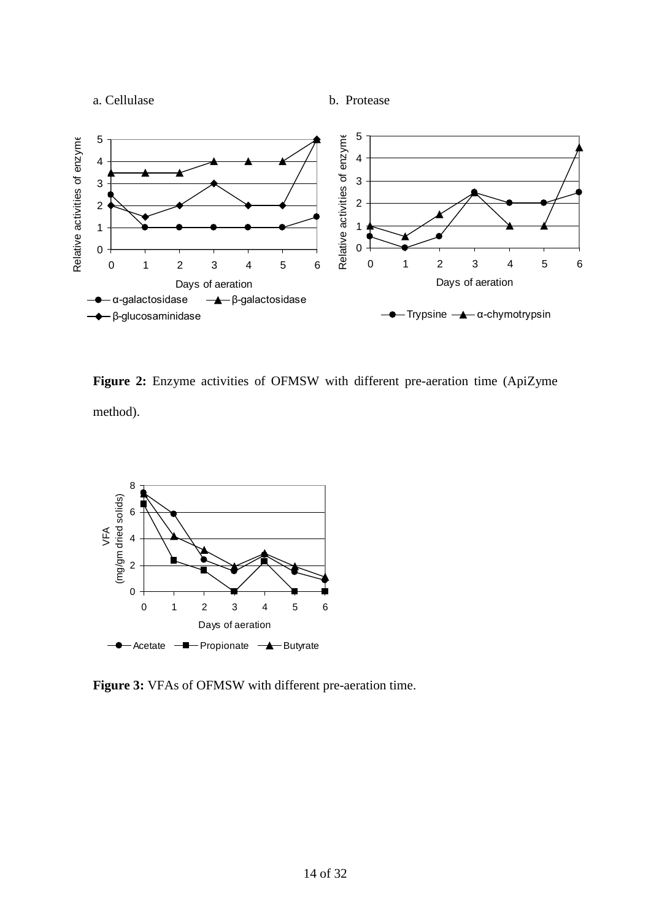a. Cellulase b. Protease

**Figure 2:** Enzyme activities of OFMSW with different pre-aeration time (ApiZyme method).

**Figure 3:** VFAs of OFMSW with different pre-aeration time.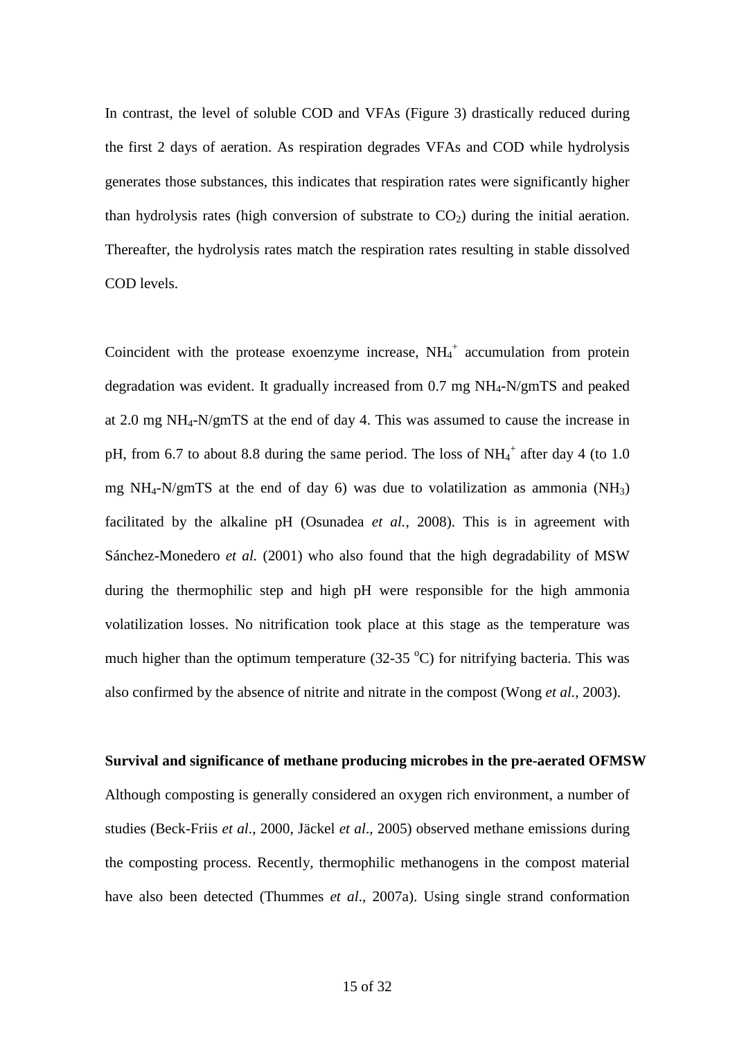In contrast, the level of soluble COD and VFAs (Figure 3) drastically reduced during the first 2 days of aeration. As respiration degrades VFAs and COD while hydrolysis generates those substances, this indicates that respiration rates were significantly higher than hydrolysis rates (high conversion of substrate to $CO_2$) during the initial aeration. Thereafter, the hydrolysis rates match the respiration rates resulting in stable dissolved COD levels.

Coincident with the protease exoenzyme increase, $NH_4^+$ accumulation from protein degradation was evident. It gradually increased from 0.7 mg $NH_4$-N/gmTS and peaked at 2.0 mg $NH_4$-N/gmTS at the end of day 4. This was assumed to cause the increase in pH, from 6.7 to about 8.8 during the same period. The loss of $NH_4^+$ after day 4 (to 1.0 mg $NH_4$-N/gmTS at the end of day 6) was due to volatilization as ammonia ($NH_3$) facilitated by the alkaline pH (Osunadea *et al.,* 2008). This is in agreement with Sánchez-Monedero *et al.* (2001) who also found that the high degradability of MSW during the thermophilic step and high pH were responsible for the high ammonia volatilization losses. No nitrification took place at this stage as the temperature was much higher than the optimum temperature (32-35 $^{o}$C) for nitrifying bacteria. This was also confirmed by the absence of nitrite and nitrate in the compost (Wong *et al.*, 2003).

**Survival and significance of methane producing microbes in the pre-aerated OFMSW**

Although composting is generally considered an oxygen rich environment, a number of studies (Beck-Friis *et al*., 2000, Jäckel *et al*., 2005) observed methane emissions during the composting process. Recently, thermophilic methanogens in the compost material have also been detected (Thummes *et al*., 2007a). Using single strand conformation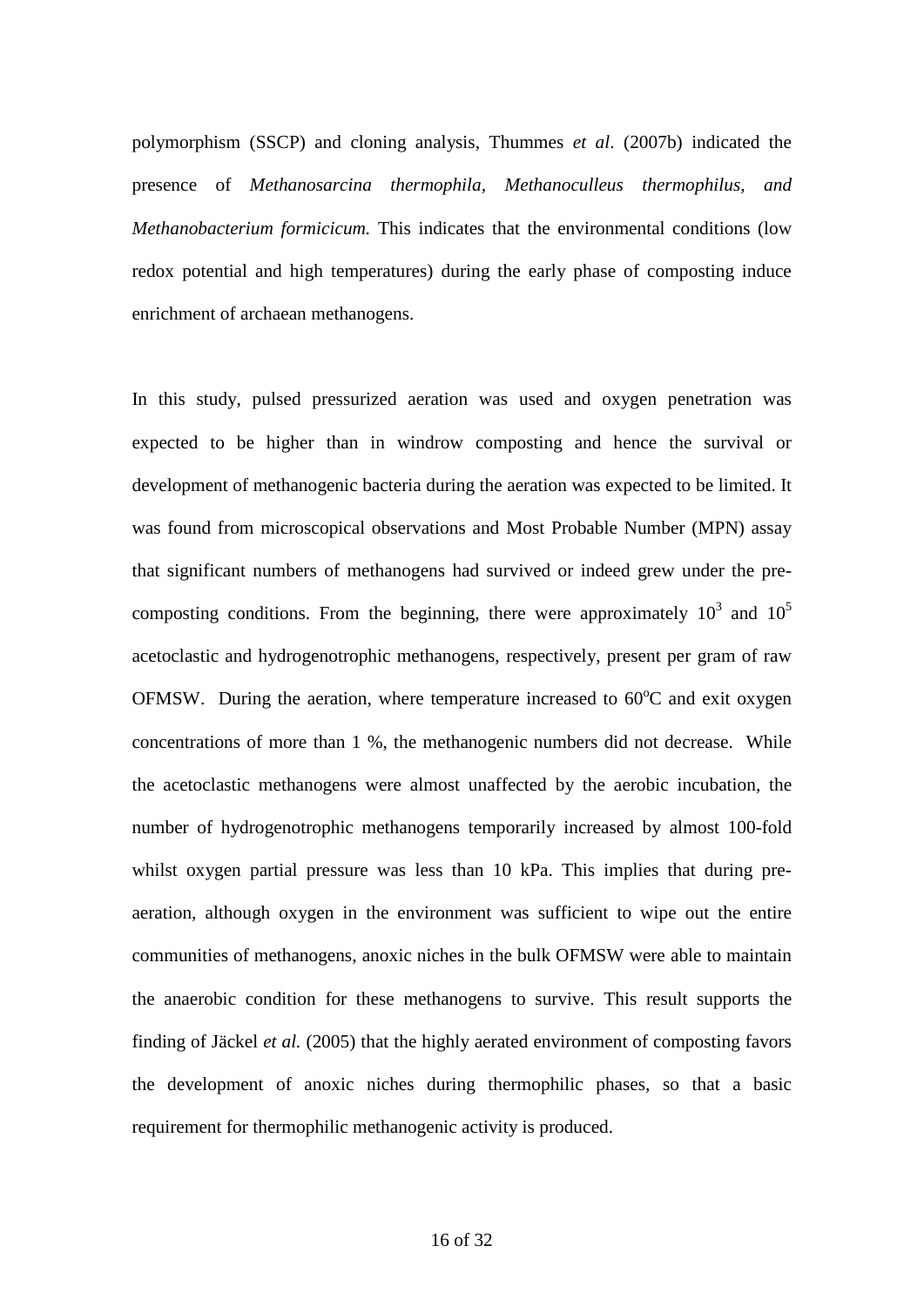polymorphism (SSCP) and cloning analysis, Thummes *et al*. (2007b) indicated the presence of *Methanosarcina thermophila, Methanoculleus thermophilus, and Methanobacterium formicicum.* This indicates that the environmental conditions (low redox potential and high temperatures) during the early phase of composting induce enrichment of archaean methanogens.

In this study, pulsed pressurized aeration was used and oxygen penetration was expected to be higher than in windrow composting and hence the survival or development of methanogenic bacteria during the aeration was expected to be limited. It was found from microscopical observations and Most Probable Number (MPN) assay that significant numbers of methanogens had survived or indeed grew under the pre-composting conditions. From the beginning, there were approximately $10^3$ and $10^5$ acetoclastic and hydrogenotrophic methanogens, respectively, present per gram of raw OFMSW. During the aeration, where temperature increased to $60^oC$ and exit oxygen concentrations of more than 1 %, the methanogenic numbers did not decrease. While the acetoclastic methanogens were almost unaffected by the aerobic incubation, the number of hydrogenotrophic methanogens temporarily increased by almost 100-fold whilst oxygen partial pressure was less than 10 kPa. This implies that during pre-aeration, although oxygen in the environment was sufficient to wipe out the entire communities of methanogens, anoxic niches in the bulk OFMSW were able to maintain the anaerobic condition for these methanogens to survive. This result supports the finding of Jäckel *et al.* (2005) that the highly aerated environment of composting favors the development of anoxic niches during thermophilic phases, so that a basic requirement for thermophilic methanogenic activity is produced.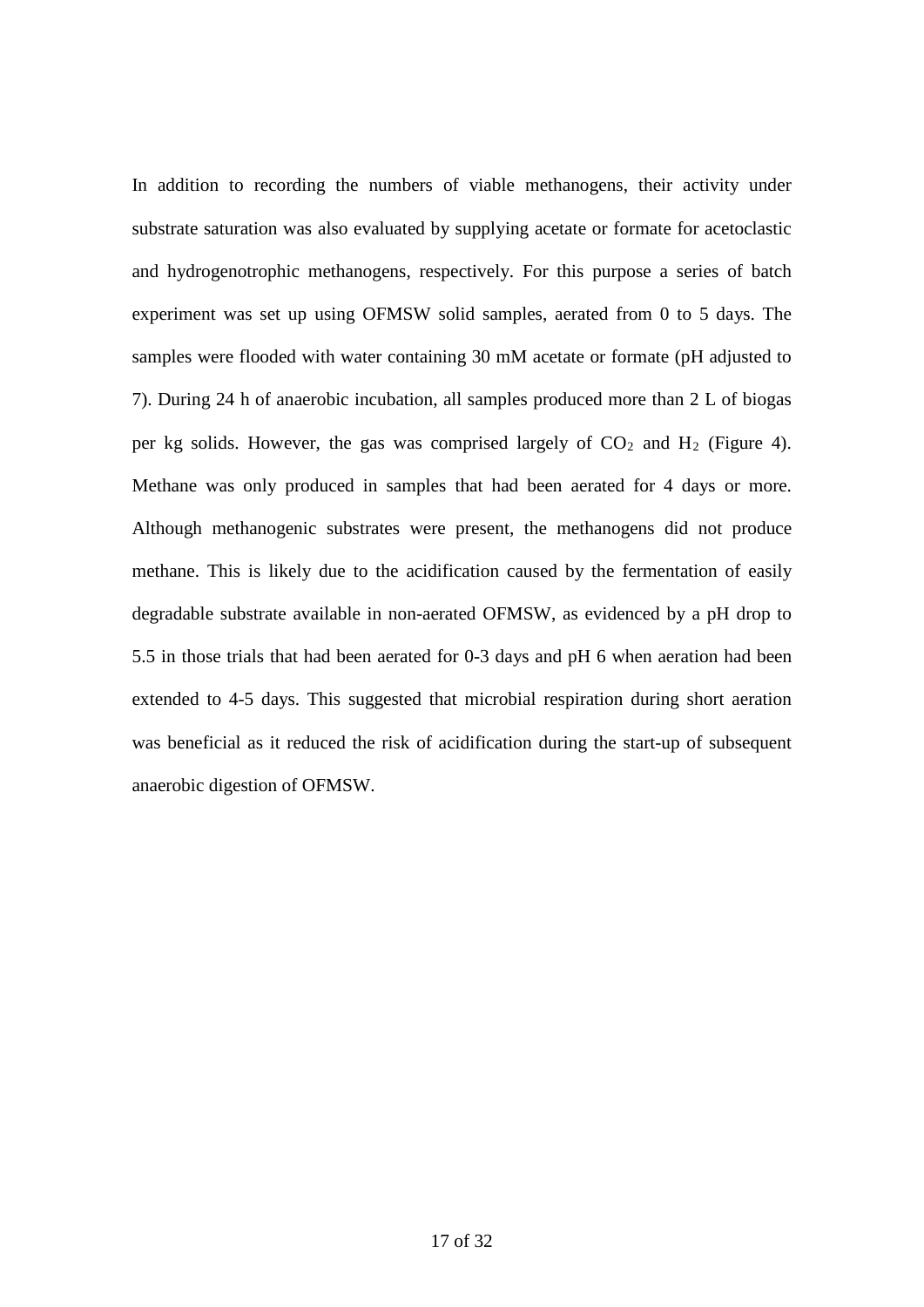In addition to recording the numbers of viable methanogens, their activity under substrate saturation was also evaluated by supplying acetate or formate for acetoclastic and hydrogenotrophic methanogens, respectively. For this purpose a series of batch experiment was set up using OFMSW solid samples, aerated from 0 to 5 days. The samples were flooded with water containing 30 mM acetate or formate (pH adjusted to 7). During 24 h of anaerobic incubation, all samples produced more than 2 L of biogas per kg solids. However, the gas was comprised largely of $CO_2$ and $H_2$ (Figure 4). Methane was only produced in samples that had been aerated for 4 days or more. Although methanogenic substrates were present, the methanogens did not produce methane. This is likely due to the acidification caused by the fermentation of easily degradable substrate available in non-aerated OFMSW, as evidenced by a pH drop to 5.5 in those trials that had been aerated for 0-3 days and pH 6 when aeration had been extended to 4-5 days. This suggested that microbial respiration during short aeration was beneficial as it reduced the risk of acidification during the start-up of subsequent anaerobic digestion of OFMSW.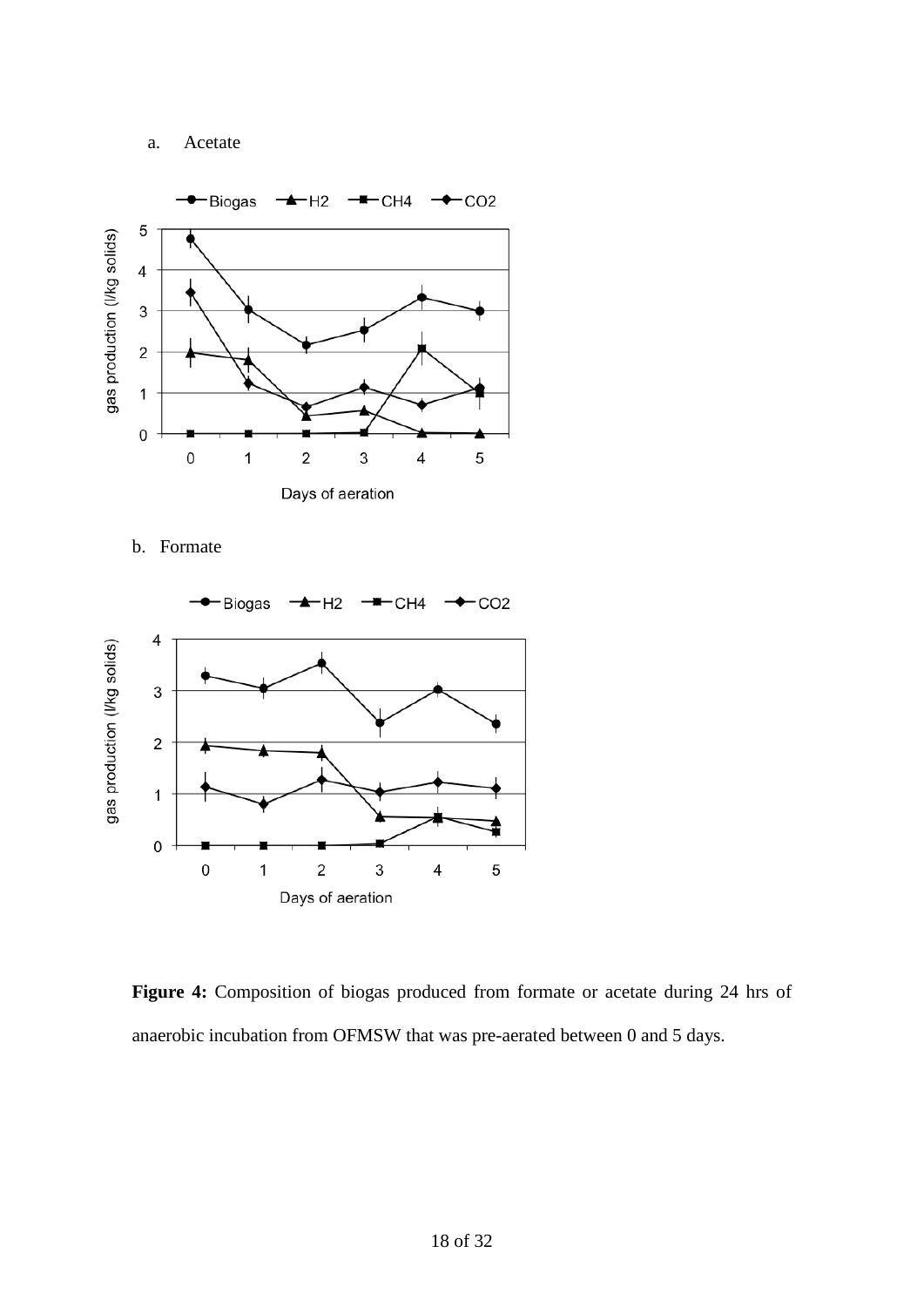a. Acetate

b. Formate

**Figure 4:** Composition of biogas produced from formate or acetate during 24 hrs of anaerobic incubation from OFMSW that was pre-aerated between 0 and 5 days.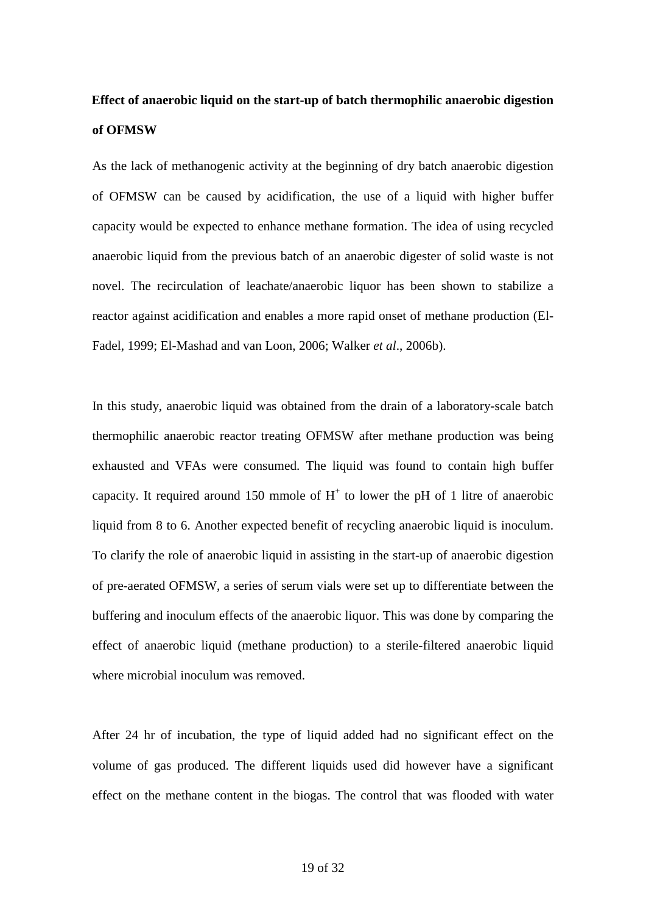**Effect of anaerobic liquid on the start-up of batch thermophilic anaerobic digestion of OFMSW**

As the lack of methanogenic activity at the beginning of dry batch anaerobic digestion of OFMSW can be caused by acidification, the use of a liquid with higher buffer capacity would be expected to enhance methane formation. The idea of using recycled anaerobic liquid from the previous batch of an anaerobic digester of solid waste is not novel. The recirculation of leachate/anaerobic liquor has been shown to stabilize a reactor against acidification and enables a more rapid onset of methane production (El-Fadel, 1999; El-Mashad and van Loon, 2006; Walker *et al*., 2006b).

In this study, anaerobic liquid was obtained from the drain of a laboratory-scale batch thermophilic anaerobic reactor treating OFMSW after methane production was being exhausted and VFAs were consumed. The liquid was found to contain high buffer capacity. It required around 150 mmole of $H^+$ to lower the pH of 1 litre of anaerobic liquid from 8 to 6. Another expected benefit of recycling anaerobic liquid is inoculum. To clarify the role of anaerobic liquid in assisting in the start-up of anaerobic digestion of pre-aerated OFMSW, a series of serum vials were set up to differentiate between the buffering and inoculum effects of the anaerobic liquor. This was done by comparing the effect of anaerobic liquid (methane production) to a sterile-filtered anaerobic liquid where microbial inoculum was removed.

After 24 hr of incubation, the type of liquid added had no significant effect on the volume of gas produced. The different liquids used did however have a significant effect on the methane content in the biogas. The control that was flooded with water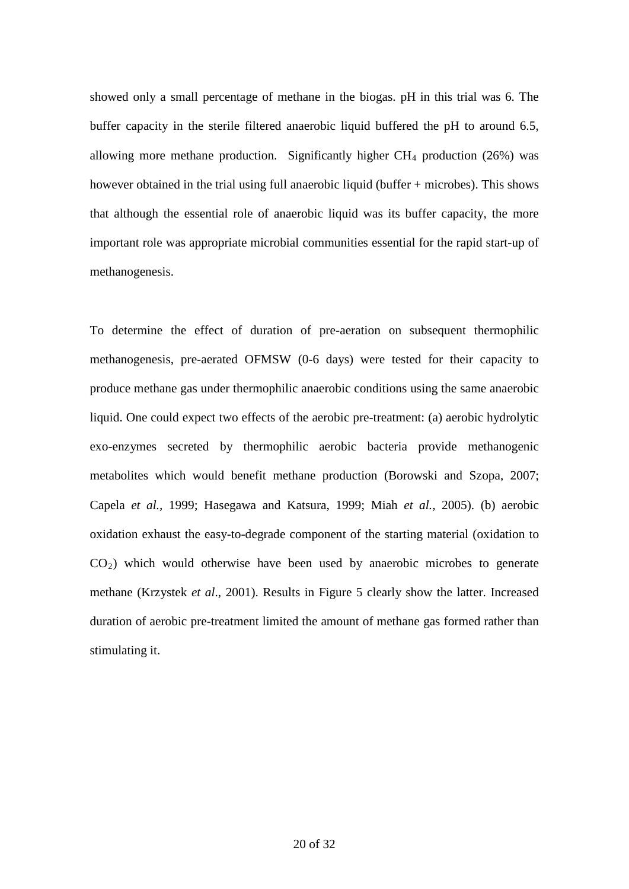showed only a small percentage of methane in the biogas. pH in this trial was 6. The buffer capacity in the sterile filtered anaerobic liquid buffered the pH to around 6.5, allowing more methane production. Significantly higher $CH_4$ production (26%) was however obtained in the trial using full anaerobic liquid (buffer + microbes). This shows that although the essential role of anaerobic liquid was its buffer capacity, the more important role was appropriate microbial communities essential for the rapid start-up of methanogenesis.

To determine the effect of duration of pre-aeration on subsequent thermophilic methanogenesis, pre-aerated OFMSW (0-6 days) were tested for their capacity to produce methane gas under thermophilic anaerobic conditions using the same anaerobic liquid. One could expect two effects of the aerobic pre-treatment: (a) aerobic hydrolytic exo-enzymes secreted by thermophilic aerobic bacteria provide methanogenic metabolites which would benefit methane production (Borowski and Szopa, 2007; Capela *et al.,* 1999; Hasegawa and Katsura, 1999; Miah *et al.,* 2005). (b) aerobic oxidation exhaust the easy-to-degrade component of the starting material (oxidation to $CO_2$) which would otherwise have been used by anaerobic microbes to generate methane (Krzystek *et al*., 2001). Results in Figure 5 clearly show the latter. Increased duration of aerobic pre-treatment limited the amount of methane gas formed rather than stimulating it.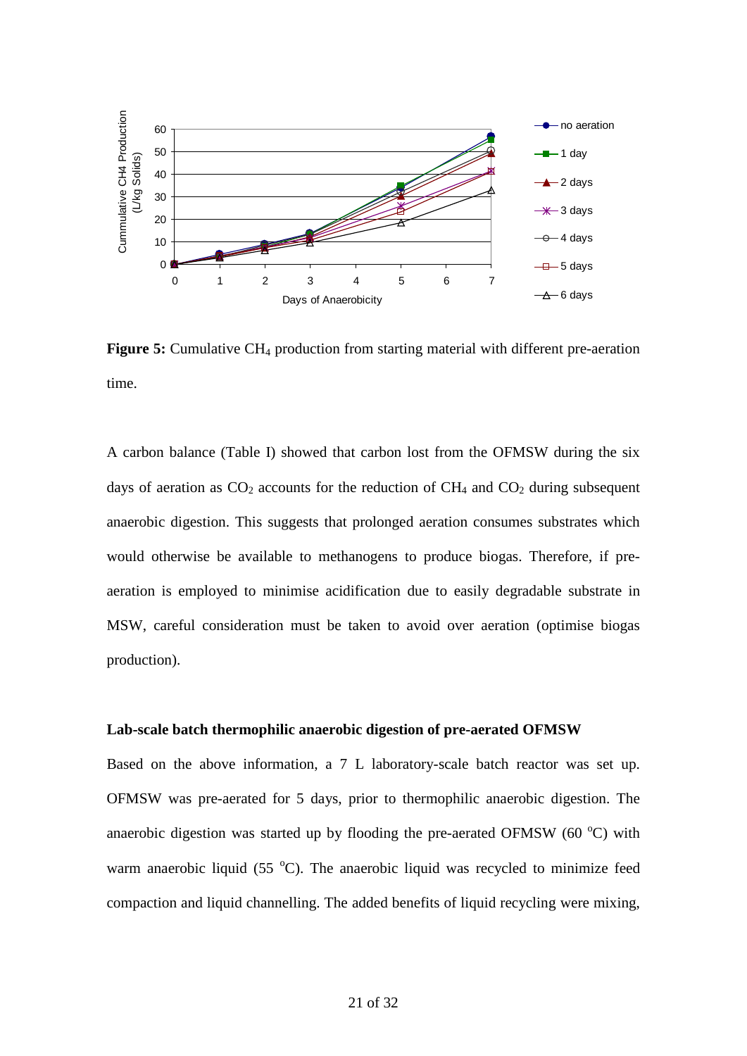**Figure 5:** Cumulative $CH_4$ production from starting material with different pre-aeration time.

A carbon balance (Table I) showed that carbon lost from the OFMSW during the six days of aeration as $CO_2$ accounts for the reduction of $CH_4$ and $CO_2$ during subsequent anaerobic digestion. This suggests that prolonged aeration consumes substrates which would otherwise be available to methanogens to produce biogas. Therefore, if pre-aeration is employed to minimise acidification due to easily degradable substrate in MSW, careful consideration must be taken to avoid over aeration (optimise biogas production).

**Lab-scale batch thermophilic anaerobic digestion of pre-aerated OFMSW**

Based on the above information, a 7 L laboratory-scale batch reactor was set up. OFMSW was pre-aerated for 5 days, prior to thermophilic anaerobic digestion. The anaerobic digestion was started up by flooding the pre-aerated OFMSW (60 $^{o}$C) with warm anaerobic liquid (55 $^{o}$C). The anaerobic liquid was recycled to minimize feed compaction and liquid channelling. The added benefits of liquid recycling were mixing,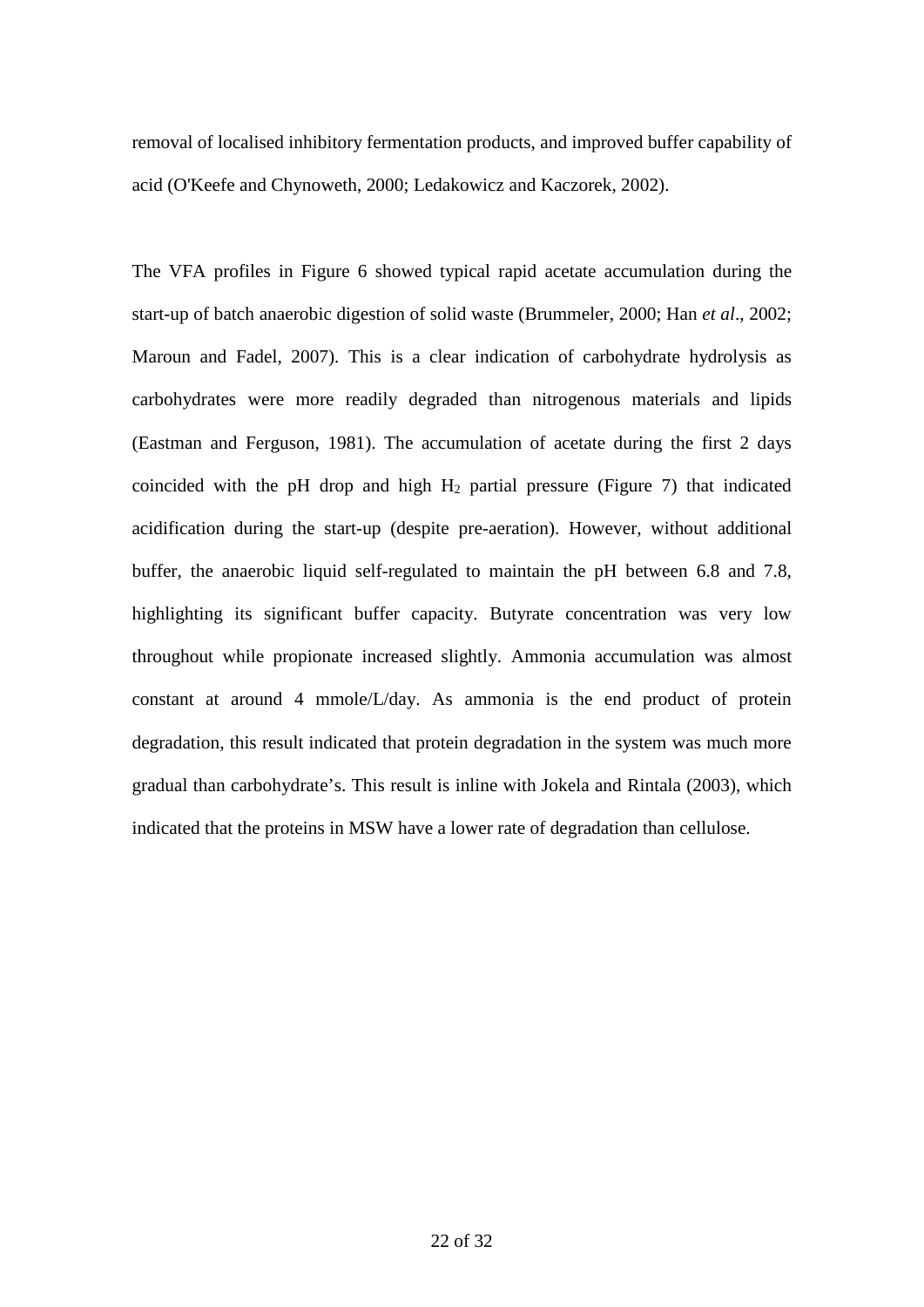removal of localised inhibitory fermentation products, and improved buffer capability of acid (O'Keefe and Chynoweth, 2000; Ledakowicz and Kaczorek, 2002).

The VFA profiles in Figure 6 showed typical rapid acetate accumulation during the start-up of batch anaerobic digestion of solid waste (Brummeler, 2000; Han *et al*., 2002; Maroun and Fadel, 2007). This is a clear indication of carbohydrate hydrolysis as carbohydrates were more readily degraded than nitrogenous materials and lipids (Eastman and Ferguson, 1981). The accumulation of acetate during the first 2 days coincided with the pH drop and high $H_2$ partial pressure (Figure 7) that indicated acidification during the start-up (despite pre-aeration). However, without additional buffer, the anaerobic liquid self-regulated to maintain the pH between 6.8 and 7.8, highlighting its significant buffer capacity. Butyrate concentration was very low throughout while propionate increased slightly. Ammonia accumulation was almost constant at around 4 mmole/L/day. As ammonia is the end product of protein degradation, this result indicated that protein degradation in the system was much more gradual than carbohydrate's. This result is inline with Jokela and Rintala (2003), which indicated that the proteins in MSW have a lower rate of degradation than cellulose.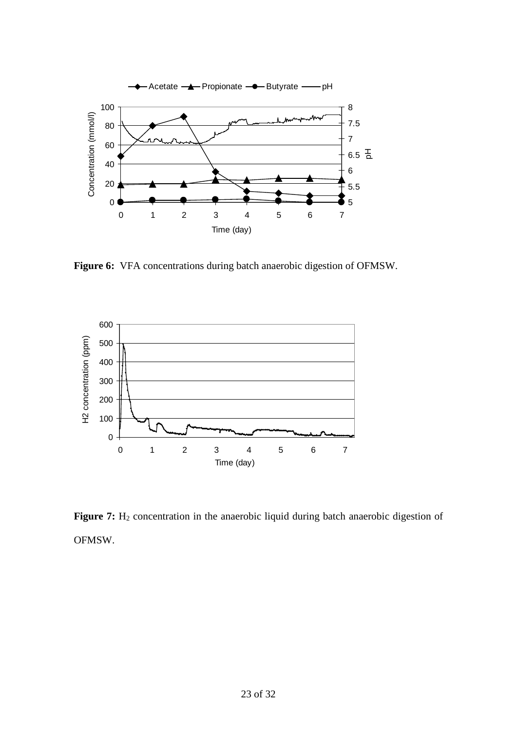**Figure 6:** VFA concentrations during batch anaerobic digestion of OFMSW.

**Figure 7:** $H_2$ concentration in the anaerobic liquid during batch anaerobic digestion of OFMSW.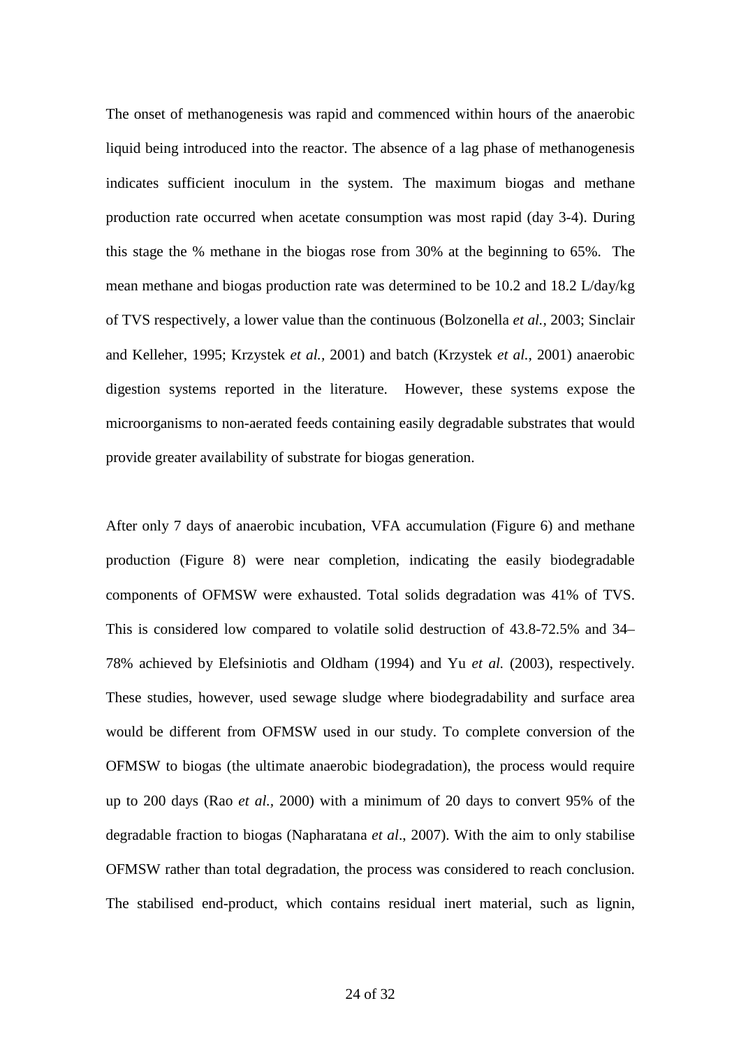The onset of methanogenesis was rapid and commenced within hours of the anaerobic liquid being introduced into the reactor. The absence of a lag phase of methanogenesis indicates sufficient inoculum in the system. The maximum biogas and methane production rate occurred when acetate consumption was most rapid (day 3-4). During this stage the % methane in the biogas rose from 30% at the beginning to 65%. The mean methane and biogas production rate was determined to be 10.2 and 18.2 L/day/kg of TVS respectively, a lower value than the continuous (Bolzonella *et al.*, 2003; Sinclair and Kelleher, 1995; Krzystek *et al.*, 2001) and batch (Krzystek *et al.*, 2001) anaerobic digestion systems reported in the literature. However, these systems expose the microorganisms to non-aerated feeds containing easily degradable substrates that would provide greater availability of substrate for biogas generation.

After only 7 days of anaerobic incubation, VFA accumulation (Figure 6) and methane production (Figure 8) were near completion, indicating the easily biodegradable components of OFMSW were exhausted. Total solids degradation was 41% of TVS. This is considered low compared to volatile solid destruction of 43.8-72.5% and 34–78% achieved by Elefsiniotis and Oldham (1994) and Yu *et al.* (2003), respectively. These studies, however, used sewage sludge where biodegradability and surface area would be different from OFMSW used in our study. To complete conversion of the OFMSW to biogas (the ultimate anaerobic biodegradation), the process would require up to 200 days (Rao *et al.*, 2000) with a minimum of 20 days to convert 95% of the degradable fraction to biogas (Napharatana *et al*., 2007). With the aim to only stabilise OFMSW rather than total degradation, the process was considered to reach conclusion. The stabilised end-product, which contains residual inert material, such as lignin,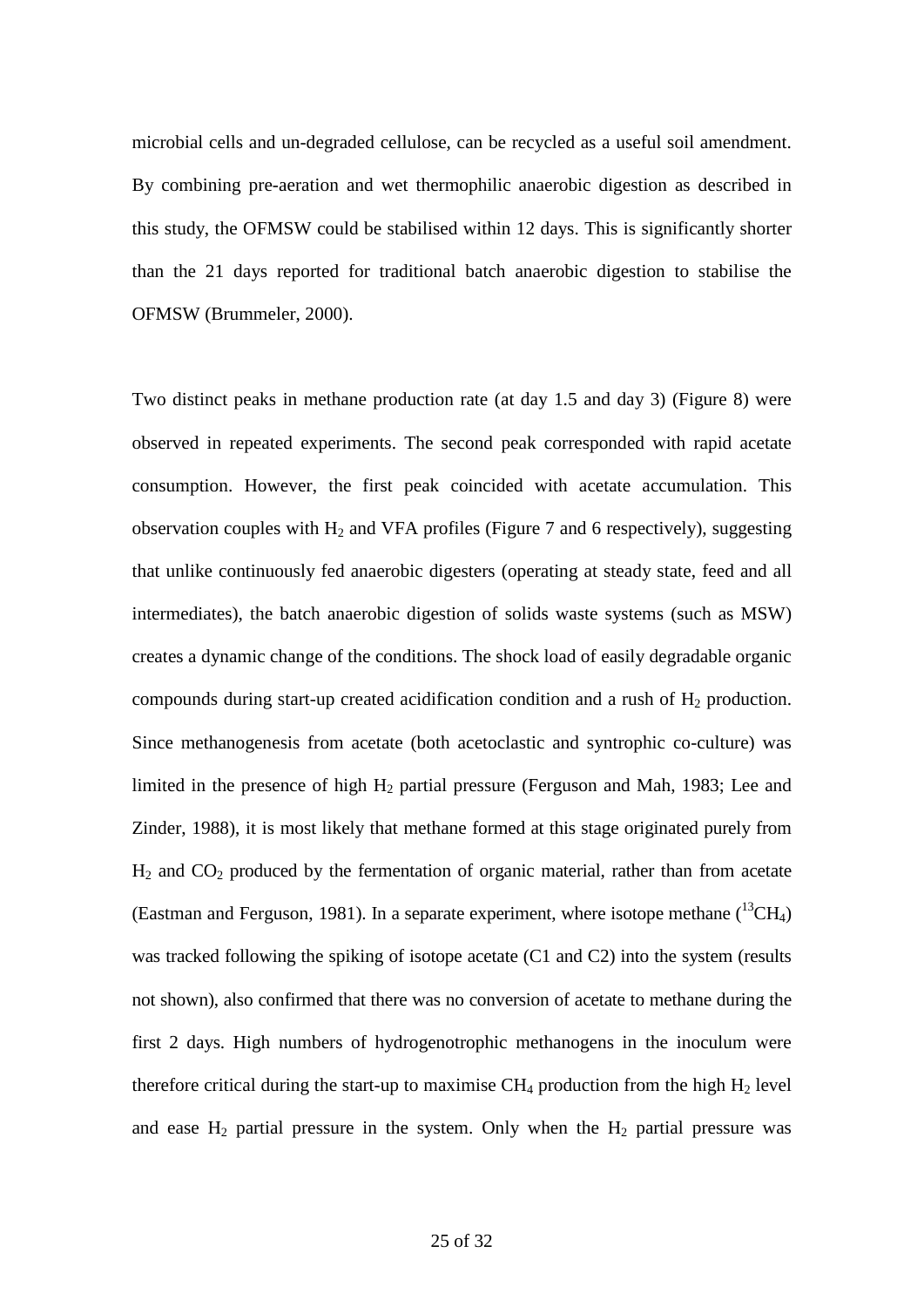microbial cells and un-degraded cellulose, can be recycled as a useful soil amendment. By combining pre-aeration and wet thermophilic anaerobic digestion as described in this study, the OFMSW could be stabilised within 12 days. This is significantly shorter than the 21 days reported for traditional batch anaerobic digestion to stabilise the OFMSW (Brummeler, 2000).

Two distinct peaks in methane production rate (at day 1.5 and day 3) (Figure 8) were observed in repeated experiments. The second peak corresponded with rapid acetate consumption. However, the first peak coincided with acetate accumulation. This observation couples with $H_2$ and VFA profiles (Figure 7 and 6 respectively), suggesting that unlike continuously fed anaerobic digesters (operating at steady state, feed and all intermediates), the batch anaerobic digestion of solids waste systems (such as MSW) creates a dynamic change of the conditions. The shock load of easily degradable organic compounds during start-up created acidification condition and a rush of $H_2$ production. Since methanogenesis from acetate (both acetoclastic and syntrophic co-culture) was limited in the presence of high $H_2$ partial pressure (Ferguson and Mah, 1983; Lee and Zinder, 1988), it is most likely that methane formed at this stage originated purely from $H_2$ and $CO_2$ produced by the fermentation of organic material, rather than from acetate (Eastman and Ferguson, 1981). In a separate experiment, where isotope methane ($^{13}CH_4$) was tracked following the spiking of isotope acetate (C1 and C2) into the system (results not shown), also confirmed that there was no conversion of acetate to methane during the first 2 days. High numbers of hydrogenotrophic methanogens in the inoculum were therefore critical during the start-up to maximise $CH_4$ production from the high $H_2$ level and ease $H_2$ partial pressure in the system. Only when the $H_2$ partial pressure was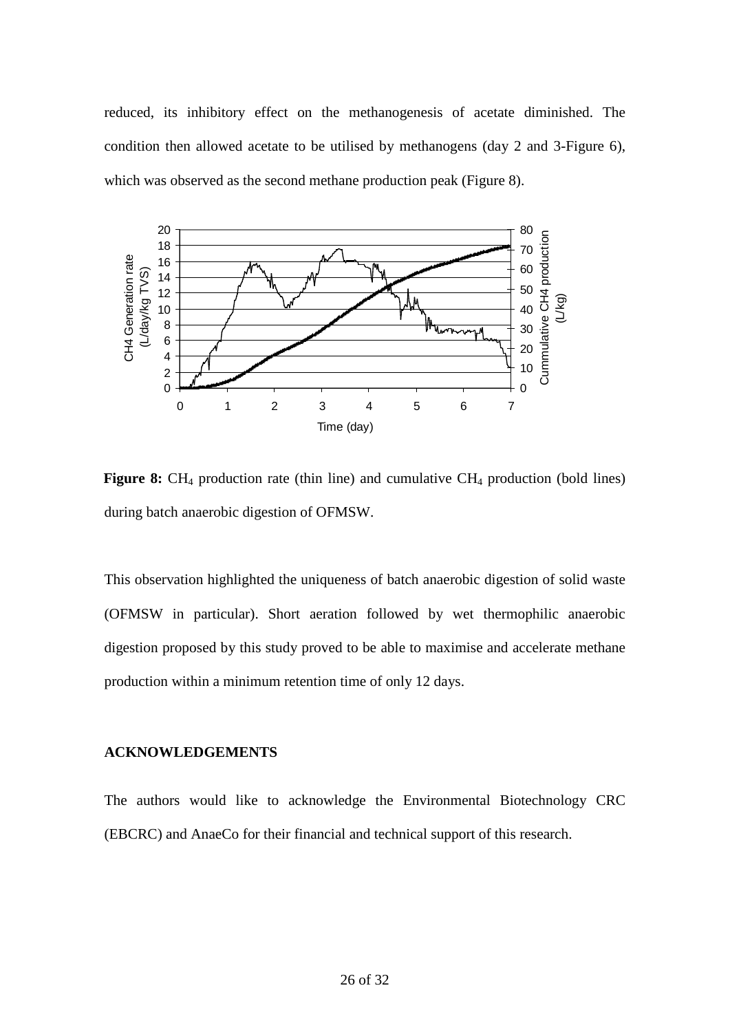reduced, its inhibitory effect on the methanogenesis of acetate diminished. The condition then allowed acetate to be utilised by methanogens (day 2 and 3-Figure 6), which was observed as the second methane production peak (Figure 8).

**Figure 8:** $CH_4$ production rate (thin line) and cumulative $CH_4$ production (bold lines) during batch anaerobic digestion of OFMSW.

This observation highlighted the uniqueness of batch anaerobic digestion of solid waste (OFMSW in particular). Short aeration followed by wet thermophilic anaerobic digestion proposed by this study proved to be able to maximise and accelerate methane production within a minimum retention time of only 12 days.

## ACKNOWLEDGEMENTS

The authors would like to acknowledge the Environmental Biotechnology CRC (EBCRC) and AnaeCo for their financial and technical support of this research.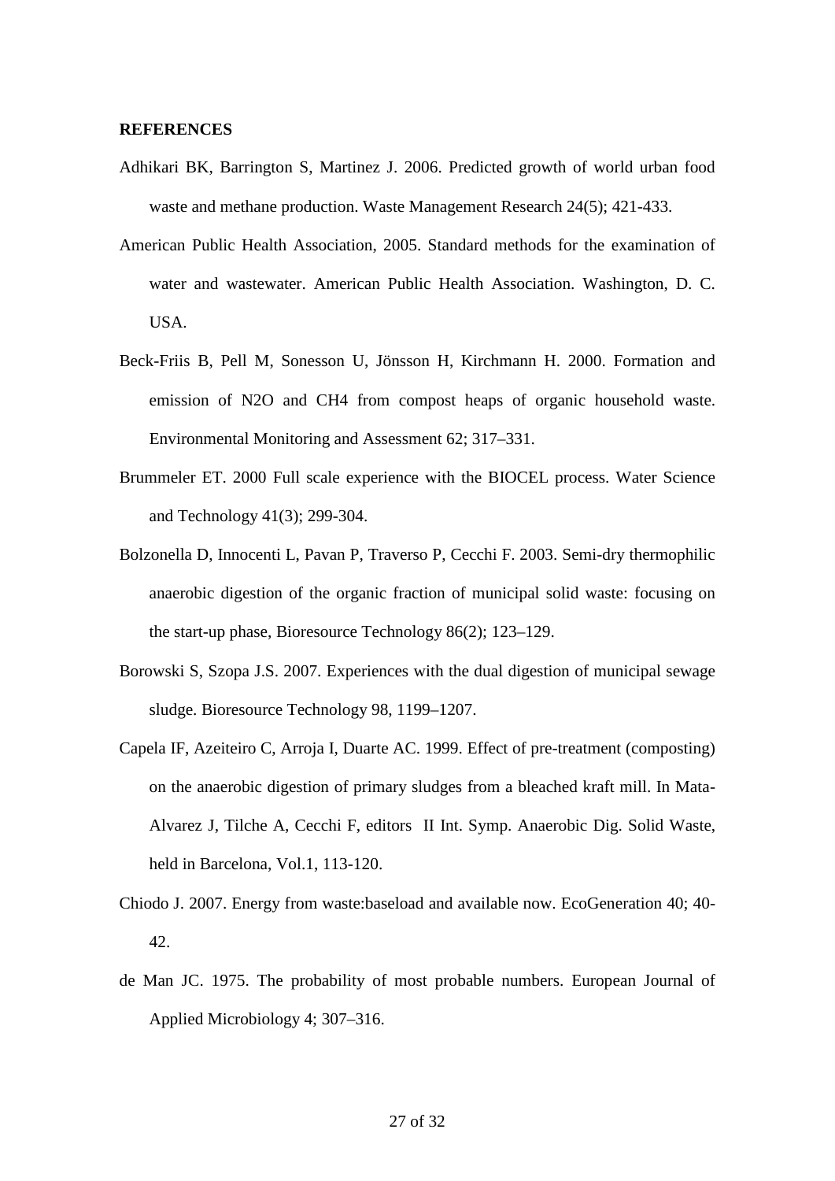**REFERENCES**

Adhikari BK, Barrington S, Martinez J. 2006. Predicted growth of world urban food waste and methane production. Waste Management Research 24(5); 421-433.

American Public Health Association, 2005. Standard methods for the examination of water and wastewater. American Public Health Association. Washington, D. C. USA.

Beck-Friis B, Pell M, Sonesson U, Jönsson H, Kirchmann H. 2000. Formation and emission of N2O and CH4 from compost heaps of organic household waste. Environmental Monitoring and Assessment 62; 317–331.

Brummeler ET. 2000 Full scale experience with the BIOCEL process. Water Science and Technology 41(3); 299-304.

Bolzonella D, Innocenti L, Pavan P, Traverso P, Cecchi F. 2003. Semi-dry thermophilic anaerobic digestion of the organic fraction of municipal solid waste: focusing on the start-up phase, Bioresource Technology 86(2); 123–129.

Borowski S, Szopa J.S. 2007. Experiences with the dual digestion of municipal sewage sludge. Bioresource Technology 98, 1199–1207.

Capela IF, Azeiteiro C, Arroja I, Duarte AC. 1999. Effect of pre-treatment (composting) on the anaerobic digestion of primary sludges from a bleached kraft mill. In Mata-Alvarez J, Tilche A, Cecchi F, editors II Int. Symp. Anaerobic Dig. Solid Waste, held in Barcelona, Vol.1, 113-120.

Chiodo J. 2007. Energy from waste:baseload and available now. EcoGeneration 40; 40-42.

de Man JC. 1975. The probability of most probable numbers. European Journal of Applied Microbiology 4; 307–316.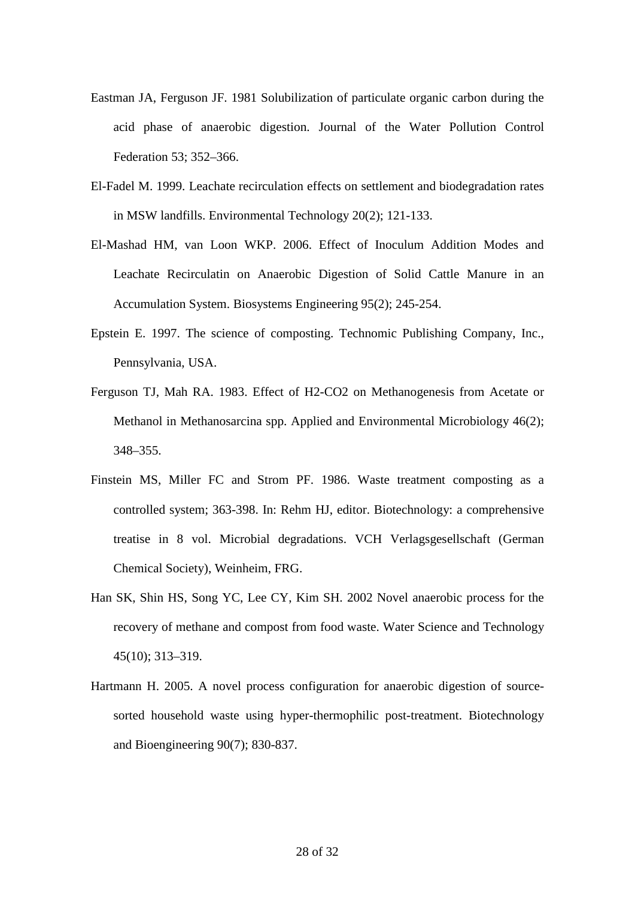Eastman JA, Ferguson JF. 1981 Solubilization of particulate organic carbon during the acid phase of anaerobic digestion. Journal of the Water Pollution Control Federation 53; 352–366.

El-Fadel M. 1999. Leachate recirculation effects on settlement and biodegradation rates in MSW landfills. Environmental Technology 20(2); 121-133.

El-Mashad HM, van Loon WKP. 2006. Effect of Inoculum Addition Modes and Leachate Recirculatin on Anaerobic Digestion of Solid Cattle Manure in an Accumulation System. Biosystems Engineering 95(2); 245-254.

Epstein E. 1997. The science of composting. Technomic Publishing Company, Inc., Pennsylvania, USA.

Ferguson TJ, Mah RA. 1983. Effect of H2-CO2 on Methanogenesis from Acetate or Methanol in Methanosarcina spp. Applied and Environmental Microbiology 46(2); 348–355.

Finstein MS, Miller FC and Strom PF. 1986. Waste treatment composting as a controlled system; 363-398. In: Rehm HJ, editor. Biotechnology: a comprehensive treatise in 8 vol. Microbial degradations. VCH Verlagsgesellschaft (German Chemical Society), Weinheim, FRG.

Han SK, Shin HS, Song YC, Lee CY, Kim SH. 2002 Novel anaerobic process for the recovery of methane and compost from food waste. Water Science and Technology 45(10); 313–319.

Hartmann H. 2005. A novel process configuration for anaerobic digestion of source-sorted household waste using hyper-thermophilic post-treatment. Biotechnology and Bioengineering 90(7); 830-837.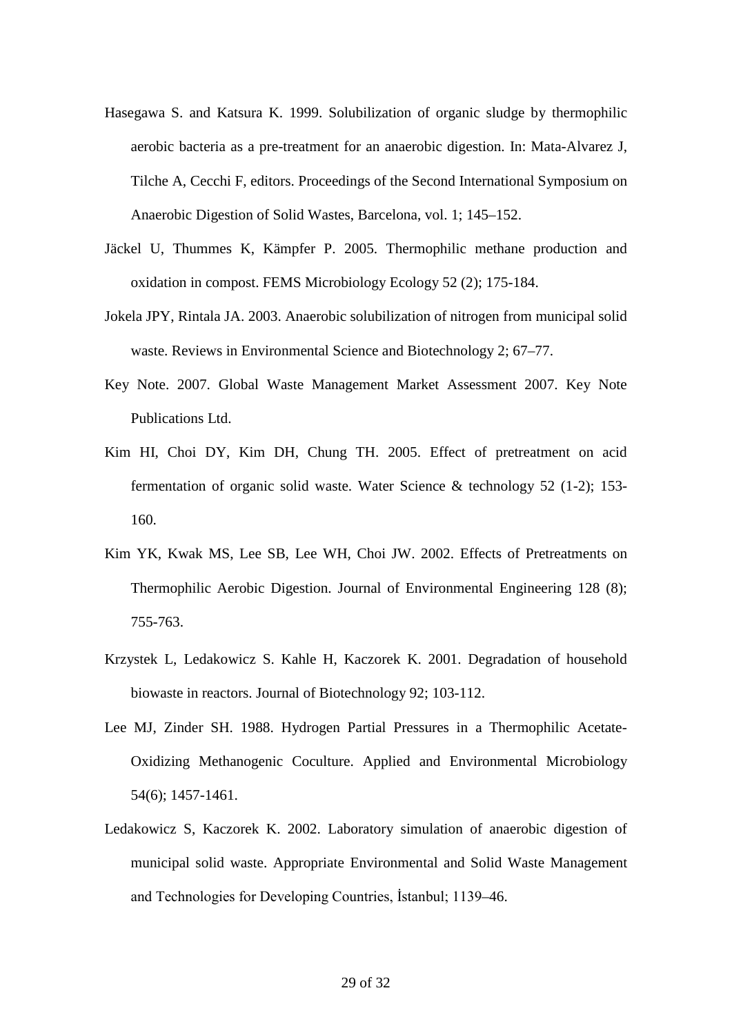Hasegawa S. and Katsura K. 1999. Solubilization of organic sludge by thermophilic aerobic bacteria as a pre-treatment for an anaerobic digestion. In: Mata-Alvarez J, Tilche A, Cecchi F, editors. Proceedings of the Second International Symposium on Anaerobic Digestion of Solid Wastes, Barcelona, vol. 1; 145–152.

Jäckel U, Thummes K, Kämpfer P. 2005. Thermophilic methane production and oxidation in compost. FEMS Microbiology Ecology 52 (2); 175-184.

Jokela JPY, Rintala JA. 2003. Anaerobic solubilization of nitrogen from municipal solid waste. Reviews in Environmental Science and Biotechnology 2; 67–77.

Key Note. 2007. Global Waste Management Market Assessment 2007. Key Note Publications Ltd.

Kim HI, Choi DY, Kim DH, Chung TH. 2005. Effect of pretreatment on acid fermentation of organic solid waste. Water Science & technology 52 (1-2); 153-160.

Kim YK, Kwak MS, Lee SB, Lee WH, Choi JW. 2002. Effects of Pretreatments on Thermophilic Aerobic Digestion. Journal of Environmental Engineering 128 (8); 755-763.

Krzystek L, Ledakowicz S. Kahle H, Kaczorek K. 2001. Degradation of household biowaste in reactors. Journal of Biotechnology 92; 103-112.

Lee MJ, Zinder SH. 1988. Hydrogen Partial Pressures in a Thermophilic Acetate-Oxidizing Methanogenic Coculture. Applied and Environmental Microbiology 54(6); 1457-1461.

Ledakowicz S, Kaczorek K. 2002. Laboratory simulation of anaerobic digestion of municipal solid waste. Appropriate Environmental and Solid Waste Management and Technologies for Developing Countries, İstanbul; 1139–46.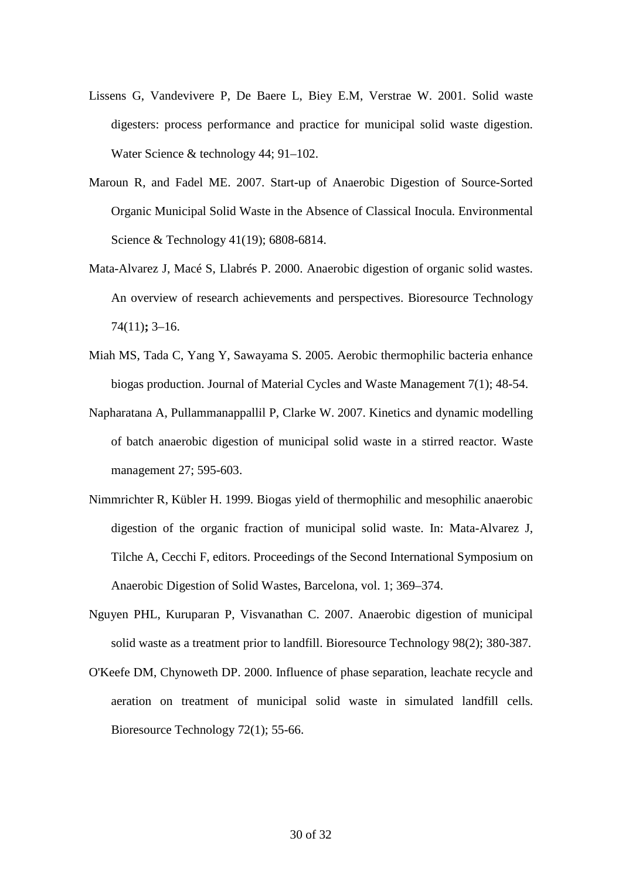Lissens G, Vandevivere P, De Baere L, Biey E.M, Verstrae W. 2001. Solid waste digesters: process performance and practice for municipal solid waste digestion. Water Science & technology 44; 91–102.

Maroun R, and Fadel ME. 2007. Start-up of Anaerobic Digestion of Source-Sorted Organic Municipal Solid Waste in the Absence of Classical Inocula. Environmental Science & Technology 41(19); 6808-6814.

Mata-Alvarez J, Macé S, Llabrés P. 2000. Anaerobic digestion of organic solid wastes. An overview of research achievements and perspectives. Bioresource Technology 74(11)**;** 3–16.

Miah MS, Tada C, Yang Y, Sawayama S. 2005. Aerobic thermophilic bacteria enhance biogas production. Journal of Material Cycles and Waste Management 7(1); 48-54.

Napharatana A, Pullammanappallil P, Clarke W. 2007. Kinetics and dynamic modelling of batch anaerobic digestion of municipal solid waste in a stirred reactor. Waste management 27; 595-603.

Nimmrichter R, Kübler H. 1999. Biogas yield of thermophilic and mesophilic anaerobic digestion of the organic fraction of municipal solid waste. In: Mata-Alvarez J, Tilche A, Cecchi F, editors. Proceedings of the Second International Symposium on Anaerobic Digestion of Solid Wastes, Barcelona, vol. 1; 369–374.

Nguyen PHL, Kuruparan P, Visvanathan C. 2007. Anaerobic digestion of municipal solid waste as a treatment prior to landfill. Bioresource Technology 98(2); 380-387.

O'Keefe DM, Chynoweth DP. 2000. Influence of phase separation, leachate recycle and aeration on treatment of municipal solid waste in simulated landfill cells. Bioresource Technology 72(1); 55-66.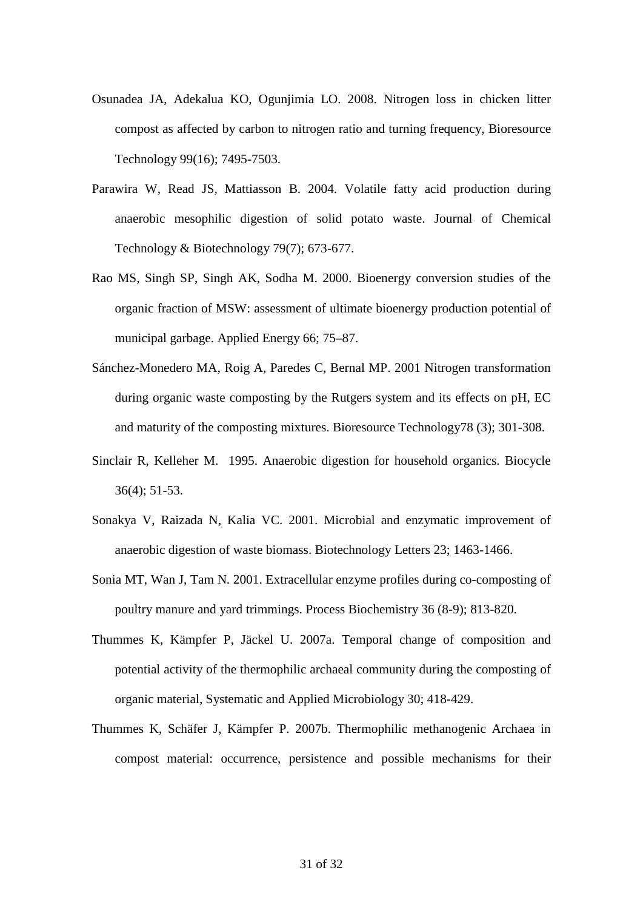Osunadea JA, Adekalua KO, Ogunjimia LO. 2008. Nitrogen loss in chicken litter compost as affected by carbon to nitrogen ratio and turning frequency, Bioresource Technology 99(16); 7495-7503.

Parawira W, Read JS, Mattiasson B. 2004. Volatile fatty acid production during anaerobic mesophilic digestion of solid potato waste. Journal of Chemical Technology & Biotechnology 79(7); 673-677.

Rao MS, Singh SP, Singh AK, Sodha M. 2000. Bioenergy conversion studies of the organic fraction of MSW: assessment of ultimate bioenergy production potential of municipal garbage. Applied Energy 66; 75–87.

Sánchez-Monedero MA, Roig A, Paredes C, Bernal MP. 2001 Nitrogen transformation during organic waste composting by the Rutgers system and its effects on pH, EC and maturity of the composting mixtures. Bioresource Technology78 (3); 301-308.

Sinclair R, Kelleher M. 1995. Anaerobic digestion for household organics. Biocycle 36(4); 51-53.

Sonakya V, Raizada N, Kalia VC. 2001. Microbial and enzymatic improvement of anaerobic digestion of waste biomass. Biotechnology Letters 23; 1463-1466.

Sonia MT, Wan J, Tam N. 2001. Extracellular enzyme profiles during co-composting of poultry manure and yard trimmings. Process Biochemistry 36 (8-9); 813-820.

Thummes K, Kämpfer P, Jäckel U. 2007a. Temporal change of composition and potential activity of the thermophilic archaeal community during the composting of organic material, Systematic and Applied Microbiology 30; 418-429.

Thummes K, Schäfer J, Kämpfer P. 2007b. Thermophilic methanogenic Archaea in compost material: occurrence, persistence and possible mechanisms for their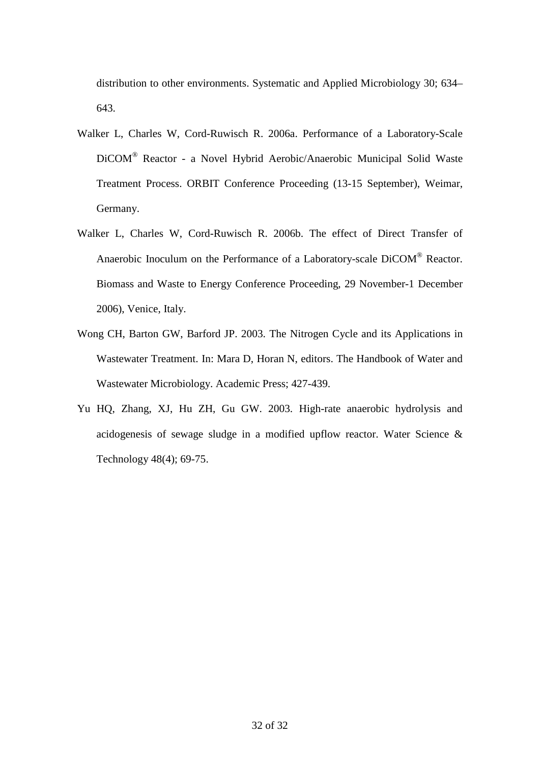distribution to other environments. Systematic and Applied Microbiology 30; 634–643.

Walker L, Charles W, Cord-Ruwisch R. 2006a. Performance of a Laboratory-Scale DiCOM® Reactor - a Novel Hybrid Aerobic/Anaerobic Municipal Solid Waste Treatment Process. ORBIT Conference Proceeding (13-15 September), Weimar, Germany.

Walker L, Charles W, Cord-Ruwisch R. 2006b. The effect of Direct Transfer of Anaerobic Inoculum on the Performance of a Laboratory-scale DiCOM® Reactor. Biomass and Waste to Energy Conference Proceeding, 29 November-1 December 2006), Venice, Italy.

Wong CH, Barton GW, Barford JP. 2003. The Nitrogen Cycle and its Applications in Wastewater Treatment. In: Mara D, Horan N, editors. The Handbook of Water and Wastewater Microbiology. Academic Press; 427-439.

Yu HQ, Zhang, XJ, Hu ZH, Gu GW. 2003. High-rate anaerobic hydrolysis and acidogenesis of sewage sludge in a modified upflow reactor. Water Science & Technology 48(4); 69-75.